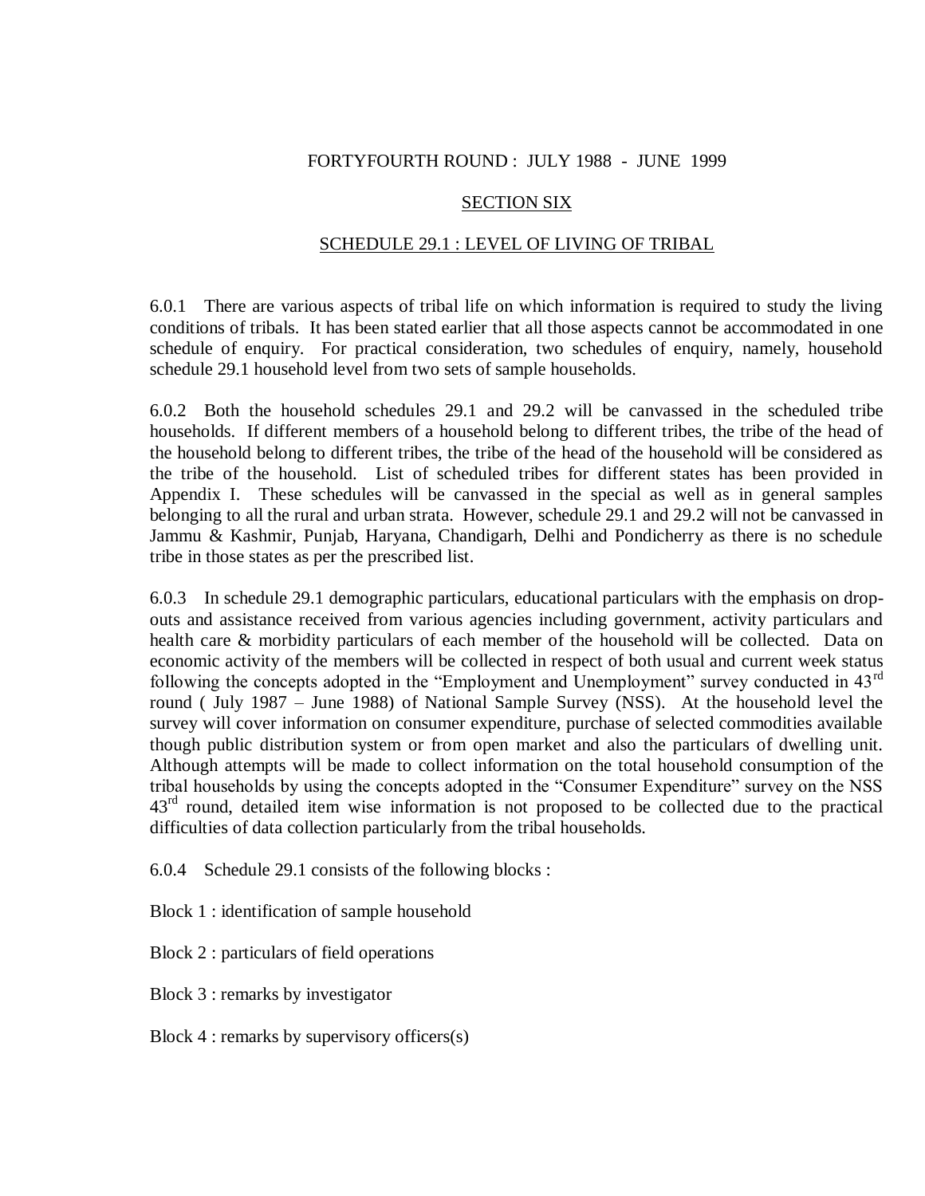FORTYFOURTH ROUND : JULY 1988 - JUNE 1999

## SECTION SIX

## SCHEDULE 29.1 : LEVEL OF LIVING OF TRIBAL

6.0.1 There are various aspects of tribal life on which information is required to study the living conditions of tribals. It has been stated earlier that all those aspects cannot be accommodated in one schedule of enquiry. For practical consideration, two schedules of enquiry, namely, household schedule 29.1 household level from two sets of sample households.

6.0.2 Both the household schedules 29.1 and 29.2 will be canvassed in the scheduled tribe households. If different members of a household belong to different tribes, the tribe of the head of the household belong to different tribes, the tribe of the head of the household will be considered as the tribe of the household. List of scheduled tribes for different states has been provided in Appendix I. These schedules will be canvassed in the special as well as in general samples belonging to all the rural and urban strata. However, schedule 29.1 and 29.2 will not be canvassed in Jammu & Kashmir, Punjab, Haryana, Chandigarh, Delhi and Pondicherry as there is no schedule tribe in those states as per the prescribed list.

6.0.3 In schedule 29.1 demographic particulars, educational particulars with the emphasis on drop-outs and assistance received from various agencies including government, activity particulars and health care & morbidity particulars of each member of the household will be collected. Data on economic activity of the members will be collected in respect of both usual and current week status following the concepts adopted in the "Employment and Unemployment" survey conducted in 43rd round ( July 1987 – June 1988) of National Sample Survey (NSS). At the household level the survey will cover information on consumer expenditure, purchase of selected commodities available though public distribution system or from open market and also the particulars of dwelling unit. Although attempts will be made to collect information on the total household consumption of the tribal households by using the concepts adopted in the "Consumer Expenditure" survey on the NSS 43rd round, detailed item wise information is not proposed to be collected due to the practical difficulties of data collection particularly from the tribal households.

6.0.4 Schedule 29.1 consists of the following blocks :

Block 1 : identification of sample household

Block 2 : particulars of field operations

Block 3 : remarks by investigator

Block 4 : remarks by supervisory officers(s)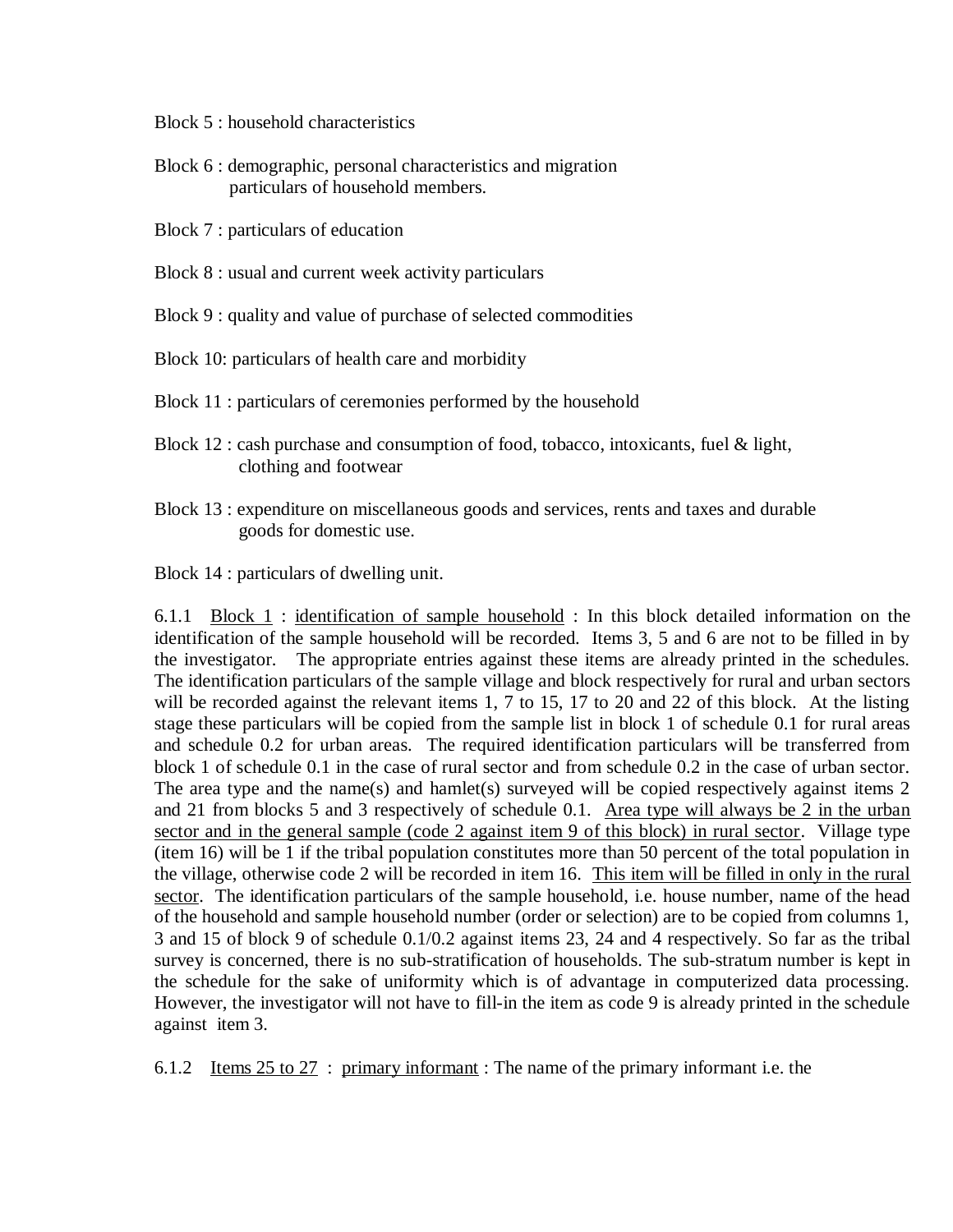Block 5 : household characteristics

Block 6 : demographic, personal characteristics and migration particulars of household members.

Block 7 : particulars of education

Block 8 : usual and current week activity particulars

Block 9 : quality and value of purchase of selected commodities

Block 10: particulars of health care and morbidity

Block 11 : particulars of ceremonies performed by the household

Block 12 : cash purchase and consumption of food, tobacco, intoxicants, fuel & light, clothing and footwear

Block 13 : expenditure on miscellaneous goods and services, rents and taxes and durable goods for domestic use.

Block 14 : particulars of dwelling unit.

6.1.1 Block 1 : identification of sample household : In this block detailed information on the identification of the sample household will be recorded. Items 3, 5 and 6 are not to be filled in by the investigator. The appropriate entries against these items are already printed in the schedules. The identification particulars of the sample village and block respectively for rural and urban sectors will be recorded against the relevant items 1, 7 to 15, 17 to 20 and 22 of this block. At the listing stage these particulars will be copied from the sample list in block 1 of schedule 0.1 for rural areas and schedule 0.2 for urban areas. The required identification particulars will be transferred from block 1 of schedule 0.1 in the case of rural sector and from schedule 0.2 in the case of urban sector. The area type and the name(s) and hamlet(s) surveyed will be copied respectively against items 2 and 21 from blocks 5 and 3 respectively of schedule 0.1. Area type will always be 2 in the urban sector and in the general sample (code 2 against item 9 of this block) in rural sector. Village type (item 16) will be 1 if the tribal population constitutes more than 50 percent of the total population in the village, otherwise code 2 will be recorded in item 16. This item will be filled in only in the rural sector. The identification particulars of the sample household, i.e. house number, name of the head of the household and sample household number (order or selection) are to be copied from columns 1, 3 and 15 of block 9 of schedule 0.1/0.2 against items 23, 24 and 4 respectively. So far as the tribal survey is concerned, there is no sub-stratification of households. The sub-stratum number is kept in the schedule for the sake of uniformity which is of advantage in computerized data processing. However, the investigator will not have to fill-in the item as code 9 is already printed in the schedule against item 3.

6.1.2 Items 25 to 27 : primary informant : The name of the primary informant i.e. the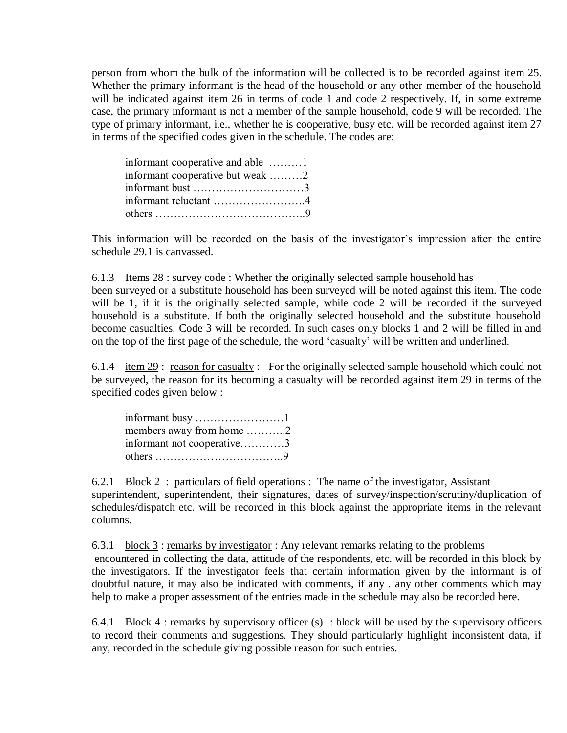person from whom the bulk of the information will be collected is to be recorded against item 25. Whether the primary informant is the head of the household or any other member of the household will be indicated against item 26 in terms of code 1 and code 2 respectively. If, in some extreme case, the primary informant is not a member of the sample household, code 9 will be recorded. The type of primary informant, i.e., whether he is cooperative, busy etc. will be recorded against item 27 in terms of the specified codes given in the schedule. The codes are:

informant cooperative and able ………1
informant cooperative but weak ………2
informant bust …………………………3
informant reluctant …………………….4
others …………………………………..9

This information will be recorded on the basis of the investigator's impression after the entire schedule 29.1 is canvassed.

6.1.3 <u>Items 28</u> : <u>survey code</u> : Whether the originally selected sample household has been surveyed or a substitute household has been surveyed will be noted against this item. The code will be 1, if it is the originally selected sample, while code 2 will be recorded if the surveyed household is a substitute. If both the originally selected household and the substitute household become casualties. Code 3 will be recorded. In such cases only blocks 1 and 2 will be filled in and on the top of the first page of the schedule, the word 'casualty' will be written and underlined.

6.1.4 <u>item 29</u> : <u>reason for casualty</u> : For the originally selected sample household which could not be surveyed, the reason for its becoming a casualty will be recorded against item 29 in terms of the specified codes given below :

informant busy ……………………1
members away from home ………..2
informant not cooperative…………3
others ……………………………..9

6.2.1 <u>Block 2</u> : <u>particulars of field operations</u> : The name of the investigator, Assistant superintendent, superintendent, their signatures, dates of survey/inspection/scrutiny/duplication of schedules/dispatch etc. will be recorded in this block against the appropriate items in the relevant columns.

6.3.1 <u>block 3</u> : <u>remarks by investigator</u> : Any relevant remarks relating to the problems encountered in collecting the data, attitude of the respondents, etc. will be recorded in this block by the investigators. If the investigator feels that certain information given by the informant is of doubtful nature, it may also be indicated with comments, if any . any other comments which may help to make a proper assessment of the entries made in the schedule may also be recorded here.

6.4.1 <u>Block 4</u> : <u>remarks by supervisory officer (s)</u> : block will be used by the supervisory officers to record their comments and suggestions. They should particularly highlight inconsistent data, if any, recorded in the schedule giving possible reason for such entries.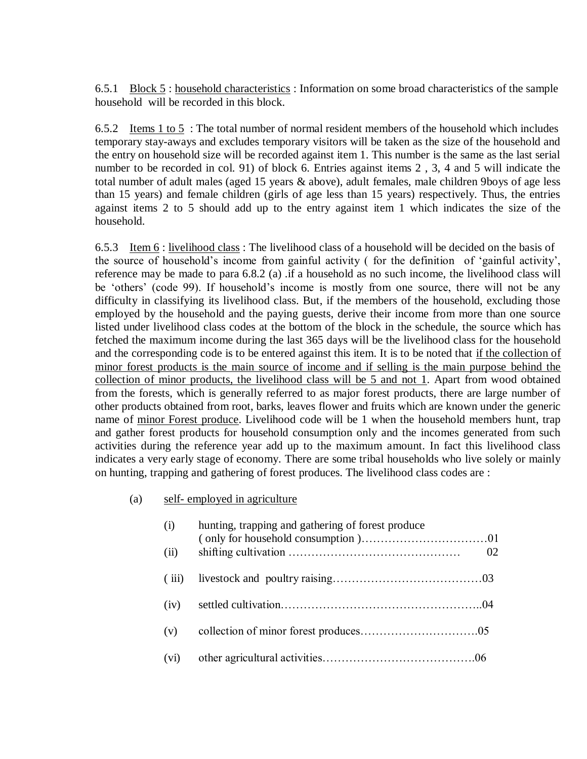6.5.1 Block 5 : household characteristics : Information on some broad characteristics of the sample household will be recorded in this block.

6.5.2 Items 1 to 5 : The total number of normal resident members of the household which includes temporary stay-aways and excludes temporary visitors will be taken as the size of the household and the entry on household size will be recorded against item 1. This number is the same as the last serial number to be recorded in col. 91) of block 6. Entries against items 2 , 3, 4 and 5 will indicate the total number of adult males (aged 15 years & above), adult females, male children 9boys of age less than 15 years) and female children (girls of age less than 15 years) respectively. Thus, the entries against items 2 to 5 should add up to the entry against item 1 which indicates the size of the household.

6.5.3 Item 6 : livelihood class : The livelihood class of a household will be decided on the basis of the source of household's income from gainful activity ( for the definition of 'gainful activity', reference may be made to para 6.8.2 (a) .if a household as no such income, the livelihood class will be 'others' (code 99). If household's income is mostly from one source, there will not be any difficulty in classifying its livelihood class. But, if the members of the household, excluding those employed by the household and the paying guests, derive their income from more than one source listed under livelihood class codes at the bottom of the block in the schedule, the source which has fetched the maximum income during the last 365 days will be the livelihood class for the household and the corresponding code is to be entered against this item. It is to be noted that if the collection of minor forest products is the main source of income and if selling is the main purpose behind the collection of minor products, the livelihood class will be 5 and not 1. Apart from wood obtained from the forests, which is generally referred to as major forest products, there are large number of other products obtained from root, barks, leaves flower and fruits which are known under the generic name of minor Forest produce. Livelihood code will be 1 when the household members hunt, trap and gather forest products for household consumption only and the incomes generated from such activities during the reference year add up to the maximum amount. In fact this livelihood class indicates a very early stage of economy. There are some tribal households who live solely or mainly on hunting, trapping and gathering of forest produces. The livelihood class codes are :

(a) self- employed in agriculture

- (i) hunting, trapping and gathering of forest produce ( only for household consumption )……………………………01
- (ii) shifting cultivation ……………………………………… 02
- ( iii) livestock and poultry raising…………………………………03
- (iv) settled cultivation…………………………………………..04
- (v) collection of minor forest produces………………………….05
- (vi) other agricultural activities………………………………….06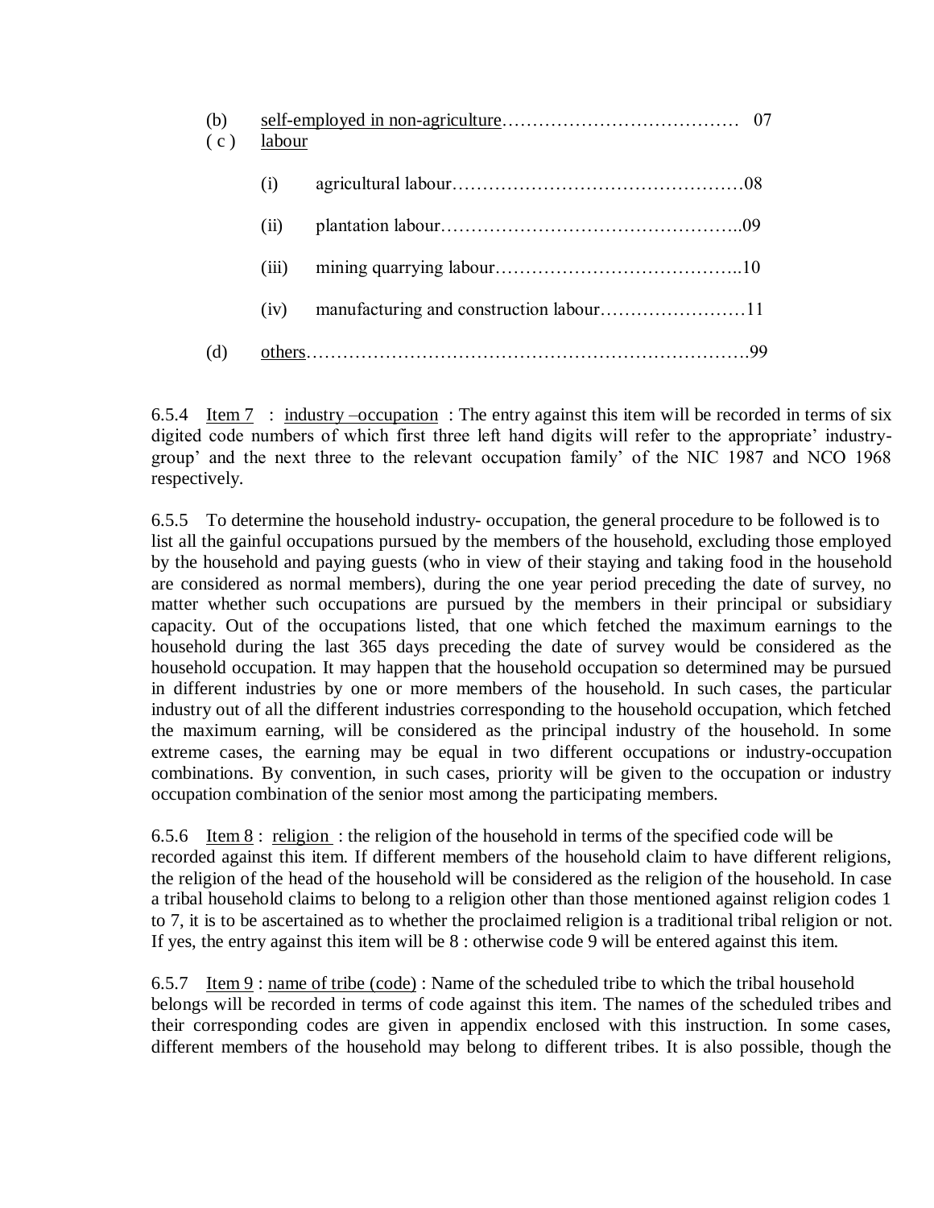(b) <u>self-employed in non-agriculture</u>………………………………… 07

( c ) <u>labour</u>

(i) agricultural labour…………………………………………08

(ii) plantation labour…………………………………………..09

(iii) mining quarrying labour…………………………………..10

(iv) manufacturing and construction labour……………………11

(d) <u>others</u>…………………………………………………………….99

6.5.4 <u>Item 7</u> : <u>industry –occupation</u> : The entry against this item will be recorded in terms of six digited code numbers of which first three left hand digits will refer to the appropriate' industry-group' and the next three to the relevant occupation family' of the NIC 1987 and NCO 1968 respectively.

6.5.5 To determine the household industry- occupation, the general procedure to be followed is to list all the gainful occupations pursued by the members of the household, excluding those employed by the household and paying guests (who in view of their staying and taking food in the household are considered as normal members), during the one year period preceding the date of survey, no matter whether such occupations are pursued by the members in their principal or subsidiary capacity. Out of the occupations listed, that one which fetched the maximum earnings to the household during the last 365 days preceding the date of survey would be considered as the household occupation. It may happen that the household occupation so determined may be pursued in different industries by one or more members of the household. In such cases, the particular industry out of all the different industries corresponding to the household occupation, which fetched the maximum earning, will be considered as the principal industry of the household. In some extreme cases, the earning may be equal in two different occupations or industry-occupation combinations. By convention, in such cases, priority will be given to the occupation or industry occupation combination of the senior most among the participating members.

6.5.6 <u>Item 8</u> : <u>religion</u> : the religion of the household in terms of the specified code will be recorded against this item. If different members of the household claim to have different religions, the religion of the head of the household will be considered as the religion of the household. In case a tribal household claims to belong to a religion other than those mentioned against religion codes 1 to 7, it is to be ascertained as to whether the proclaimed religion is a traditional tribal religion or not. If yes, the entry against this item will be 8 : otherwise code 9 will be entered against this item.

6.5.7 <u>Item 9</u> : <u>name of tribe (code)</u> : Name of the scheduled tribe to which the tribal household belongs will be recorded in terms of code against this item. The names of the scheduled tribes and their corresponding codes are given in appendix enclosed with this instruction. In some cases, different members of the household may belong to different tribes. It is also possible, though the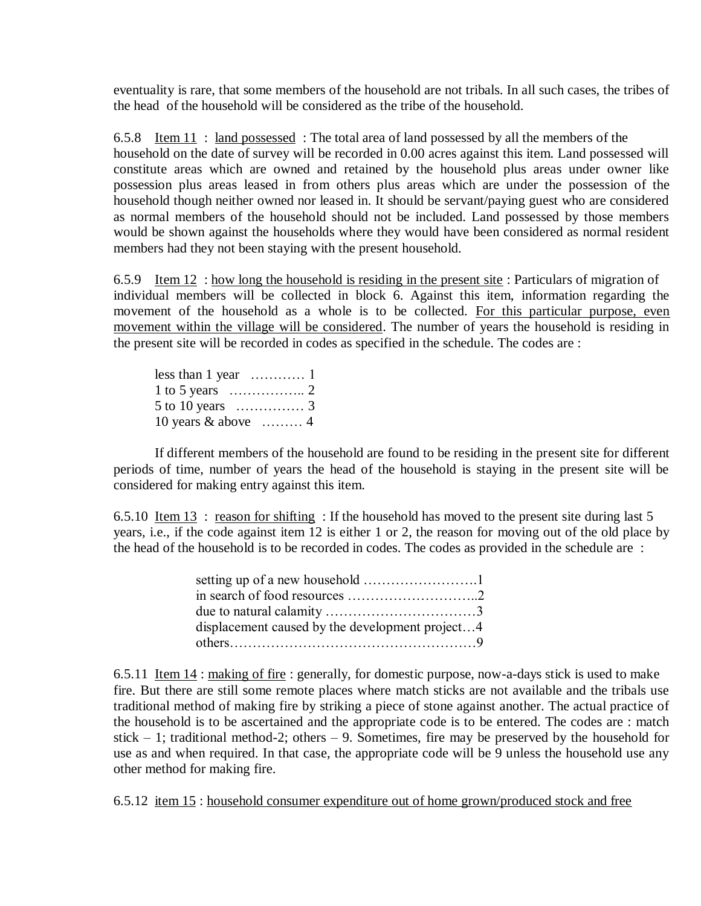eventuality is rare, that some members of the household are not tribals. In all such cases, the tribes of the head of the household will be considered as the tribe of the household.

6.5.8 Item 11 : land possessed : The total area of land possessed by all the members of the household on the date of survey will be recorded in 0.00 acres against this item. Land possessed will constitute areas which are owned and retained by the household plus areas under owner like possession plus areas leased in from others plus areas which are under the possession of the household though neither owned nor leased in. It should be servant/paying guest who are considered as normal members of the household should not be included. Land possessed by those members would be shown against the households where they would have been considered as normal resident members had they not been staying with the present household.

6.5.9 Item 12 : how long the household is residing in the present site : Particulars of migration of individual members will be collected in block 6. Against this item, information regarding the movement of the household as a whole is to be collected. For this particular purpose, even movement within the village will be considered. The number of years the household is residing in the present site will be recorded in codes as specified in the schedule. The codes are :

less than 1 year ………… 1
1 to 5 years …………….. 2
5 to 10 years …………… 3
10 years & above ……… 4

If different members of the household are found to be residing in the present site for different periods of time, number of years the head of the household is staying in the present site will be considered for making entry against this item.

6.5.10 Item 13 : reason for shifting : If the household has moved to the present site during last 5 years, i.e., if the code against item 12 is either 1 or 2, the reason for moving out of the old place by the head of the household is to be recorded in codes. The codes as provided in the schedule are :

setting up of a new household …………………….1
in search of food resources ………………………..2
due to natural calamity ……………………………3
displacement caused by the development project…4
others………………………………………………9

6.5.11 Item 14 : making of fire : generally, for domestic purpose, now-a-days stick is used to make fire. But there are still some remote places where match sticks are not available and the tribals use traditional method of making fire by striking a piece of stone against another. The actual practice of the household is to be ascertained and the appropriate code is to be entered. The codes are : match stick – 1; traditional method-2; others – 9. Sometimes, fire may be preserved by the household for use as and when required. In that case, the appropriate code will be 9 unless the household use any other method for making fire.

6.5.12 item 15 : household consumer expenditure out of home grown/produced stock and free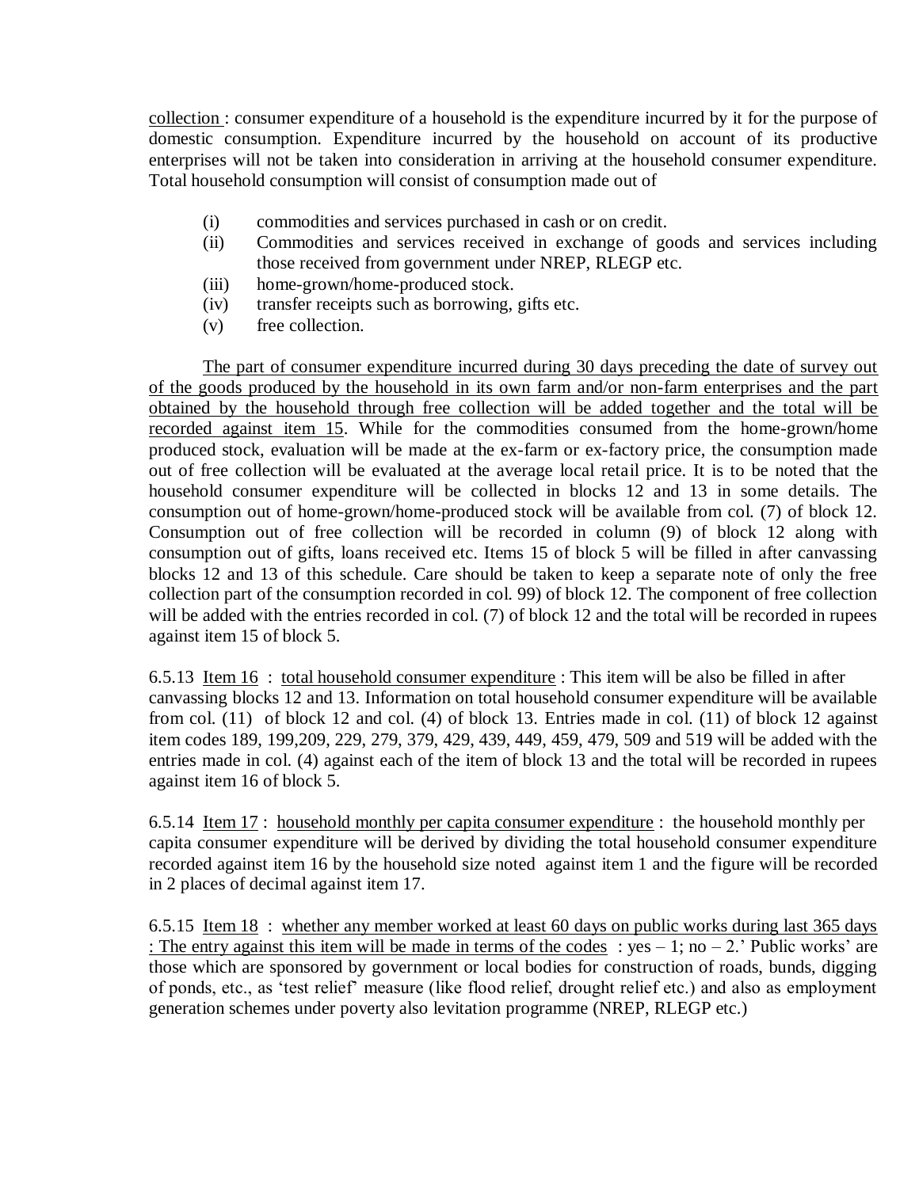<u>collection</u> : consumer expenditure of a household is the expenditure incurred by it for the purpose of domestic consumption. Expenditure incurred by the household on account of its productive enterprises will not be taken into consideration in arriving at the household consumer expenditure. Total household consumption will consist of consumption made out of

(i) commodities and services purchased in cash or on credit.
(ii) Commodities and services received in exchange of goods and services including those received from government under NREP, RLEGP etc.
(iii) home-grown/home-produced stock.
(iv) transfer receipts such as borrowing, gifts etc.
(v) free collection.

<u>The part of consumer expenditure incurred during 30 days preceding the date of survey out of the goods produced by the household in its own farm and/or non-farm enterprises and the part obtained by the household through free collection will be added together and the total will be recorded against item 15</u>. While for the commodities consumed from the home-grown/home produced stock, evaluation will be made at the ex-farm or ex-factory price, the consumption made out of free collection will be evaluated at the average local retail price. It is to be noted that the household consumer expenditure will be collected in blocks 12 and 13 in some details. The consumption out of home-grown/home-produced stock will be available from col. (7) of block 12. Consumption out of free collection will be recorded in column (9) of block 12 along with consumption out of gifts, loans received etc. Items 15 of block 5 will be filled in after canvassing blocks 12 and 13 of this schedule. Care should be taken to keep a separate note of only the free collection part of the consumption recorded in col. 99) of block 12. The component of free collection will be added with the entries recorded in col. (7) of block 12 and the total will be recorded in rupees against item 15 of block 5.

6.5.13 <u>Item 16</u> : <u>total household consumer expenditure</u> : This item will be also be filled in after canvassing blocks 12 and 13. Information on total household consumer expenditure will be available from col. (11) of block 12 and col. (4) of block 13. Entries made in col. (11) of block 12 against item codes 189, 199,209, 229, 279, 379, 429, 439, 449, 459, 479, 509 and 519 will be added with the entries made in col. (4) against each of the item of block 13 and the total will be recorded in rupees against item 16 of block 5.

6.5.14 <u>Item 17</u> : <u>household monthly per capita consumer expenditure</u> : the household monthly per capita consumer expenditure will be derived by dividing the total household consumer expenditure recorded against item 16 by the household size noted against item 1 and the figure will be recorded in 2 places of decimal against item 17.

6.5.15 <u>Item 18</u> : <u>whether any member worked at least 60 days on public works during last 365 days : The entry against this item will be made in terms of the codes</u> : yes – 1; no – 2.' Public works' are those which are sponsored by government or local bodies for construction of roads, bunds, digging of ponds, etc., as 'test relief' measure (like flood relief, drought relief etc.) and also as employment generation schemes under poverty also levitation programme (NREP, RLEGP etc.)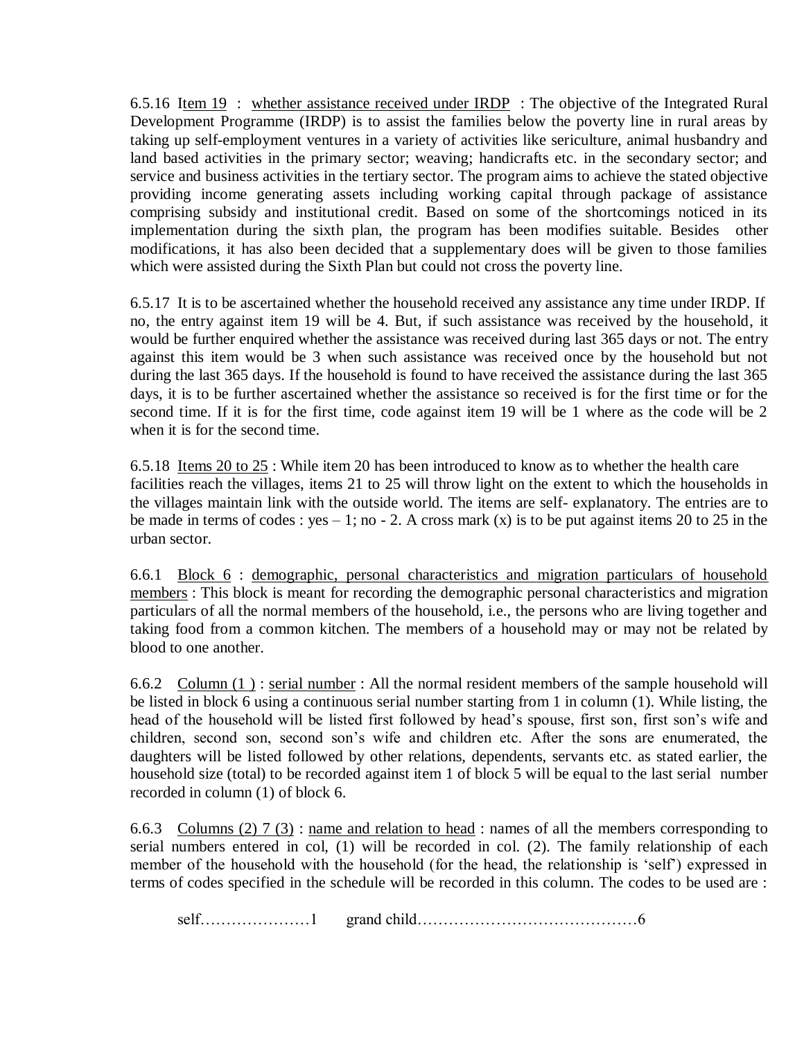6.5.16 <u>Item 19</u> : <u>whether assistance received under IRDP</u> : The objective of the Integrated Rural Development Programme (IRDP) is to assist the families below the poverty line in rural areas by taking up self-employment ventures in a variety of activities like sericulture, animal husbandry and land based activities in the primary sector; weaving; handicrafts etc. in the secondary sector; and service and business activities in the tertiary sector. The program aims to achieve the stated objective providing income generating assets including working capital through package of assistance comprising subsidy and institutional credit. Based on some of the shortcomings noticed in its implementation during the sixth plan, the program has been modifies suitable. Besides other modifications, it has also been decided that a supplementary does will be given to those families which were assisted during the Sixth Plan but could not cross the poverty line.

6.5.17 It is to be ascertained whether the household received any assistance any time under IRDP. If no, the entry against item 19 will be 4. But, if such assistance was received by the household, it would be further enquired whether the assistance was received during last 365 days or not. The entry against this item would be 3 when such assistance was received once by the household but not during the last 365 days. If the household is found to have received the assistance during the last 365 days, it is to be further ascertained whether the assistance so received is for the first time or for the second time. If it is for the first time, code against item 19 will be 1 where as the code will be 2 when it is for the second time.

6.5.18 <u>Items 20 to 25</u> : While item 20 has been introduced to know as to whether the health care facilities reach the villages, items 21 to 25 will throw light on the extent to which the households in the villages maintain link with the outside world. The items are self- explanatory. The entries are to be made in terms of codes : yes – 1; no - 2. A cross mark (x) is to be put against items 20 to 25 in the urban sector.

6.6.1 <u>Block 6</u> : <u>demographic, personal characteristics and migration particulars of household members</u> : This block is meant for recording the demographic personal characteristics and migration particulars of all the normal members of the household, i.e., the persons who are living together and taking food from a common kitchen. The members of a household may or may not be related by blood to one another.

6.6.2 <u>Column (1 )</u> : <u>serial number</u> : All the normal resident members of the sample household will be listed in block 6 using a continuous serial number starting from 1 in column (1). While listing, the head of the household will be listed first followed by head's spouse, first son, first son's wife and children, second son, second son's wife and children etc. After the sons are enumerated, the daughters will be listed followed by other relations, dependents, servants etc. as stated earlier, the household size (total) to be recorded against item 1 of block 5 will be equal to the last serial number recorded in column (1) of block 6.

6.6.3 <u>Columns (2) 7 (3)</u> : <u>name and relation to head</u> : names of all the members corresponding to serial numbers entered in col, (1) will be recorded in col. (2). The family relationship of each member of the household with the household (for the head, the relationship is 'self') expressed in terms of codes specified in the schedule will be recorded in this column. The codes to be used are :

self…………………1 grand child……………………………………6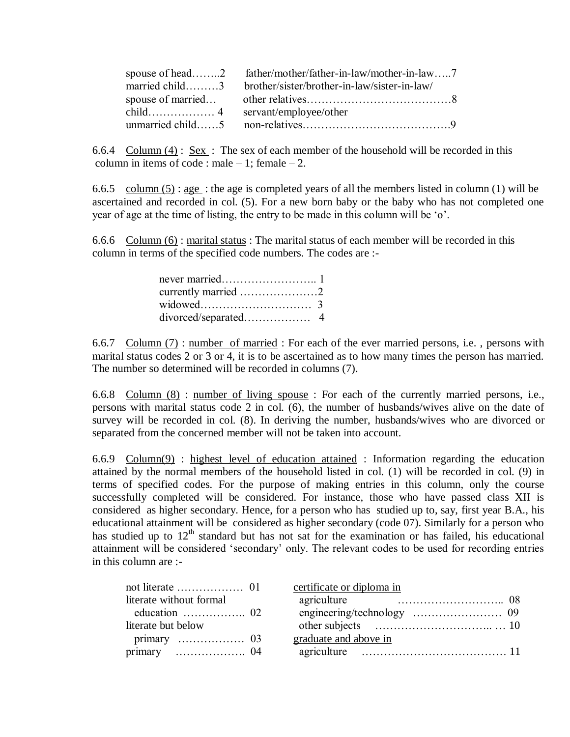| | |
|---|---|
| spouse of head……..2 | father/mother/father-in-law/mother-in-law…..7 |
| married child………3 | brother/sister/brother-in-law/sister-in-law/ |
| spouse of married… | other relatives…………………………………8 |
| child……………… 4 | servant/employee/other |
| unmarried child……5 | non-relatives………………………………….9 |

6.6.4 Column (4) : Sex : The sex of each member of the household will be recorded in this column in items of code : male – 1; female – 2.

6.6.5 column (5) : age : the age is completed years of all the members listed in column (1) will be ascertained and recorded in col. (5). For a new born baby or the baby who has not completed one year of age at the time of listing, the entry to be made in this column will be 'o'.

6.6.6 Column (6) : marital status : The marital status of each member will be recorded in this column in terms of the specified code numbers. The codes are :-

never married…………………….. 1
currently married …………………2
widowed………………………… 3
divorced/separated……………… 4

6.6.7 Column (7) : number of married : For each of the ever married persons, i.e. , persons with marital status codes 2 or 3 or 4, it is to be ascertained as to how many times the person has married. The number so determined will be recorded in columns (7).

6.6.8 Column (8) : number of living spouse : For each of the currently married persons, i.e., persons with marital status code 2 in col. (6), the number of husbands/wives alive on the date of survey will be recorded in col. (8). In deriving the number, husbands/wives who are divorced or separated from the concerned member will not be taken into account.

6.6.9 Column(9) : highest level of education attained : Information regarding the education attained by the normal members of the household listed in col. (1) will be recorded in col. (9) in terms of specified codes. For the purpose of making entries in this column, only the course successfully completed will be considered. For instance, those who have passed class XII is considered as higher secondary. Hence, for a person who has studied up to, say, first year B.A., his educational attainment will be considered as higher secondary (code 07). Similarly for a person who has studied up to 12th standard but has not sat for the examination or has failed, his educational attainment will be considered 'secondary' only. The relevant codes to be used for recording entries in this column are :-

| | |
|---|---|
| not literate ……………… 01 | certificate or diploma in |
| literate without formal education …………….. 02 | agriculture ……………………….. 08 |
| | engineering/technology …………………… 09 |
| literate but below primary ……………… 03 | other subjects ………………………….. … 10 |
| | graduate and above in |
| primary …………….... 04 | agriculture ………………………………… 11 |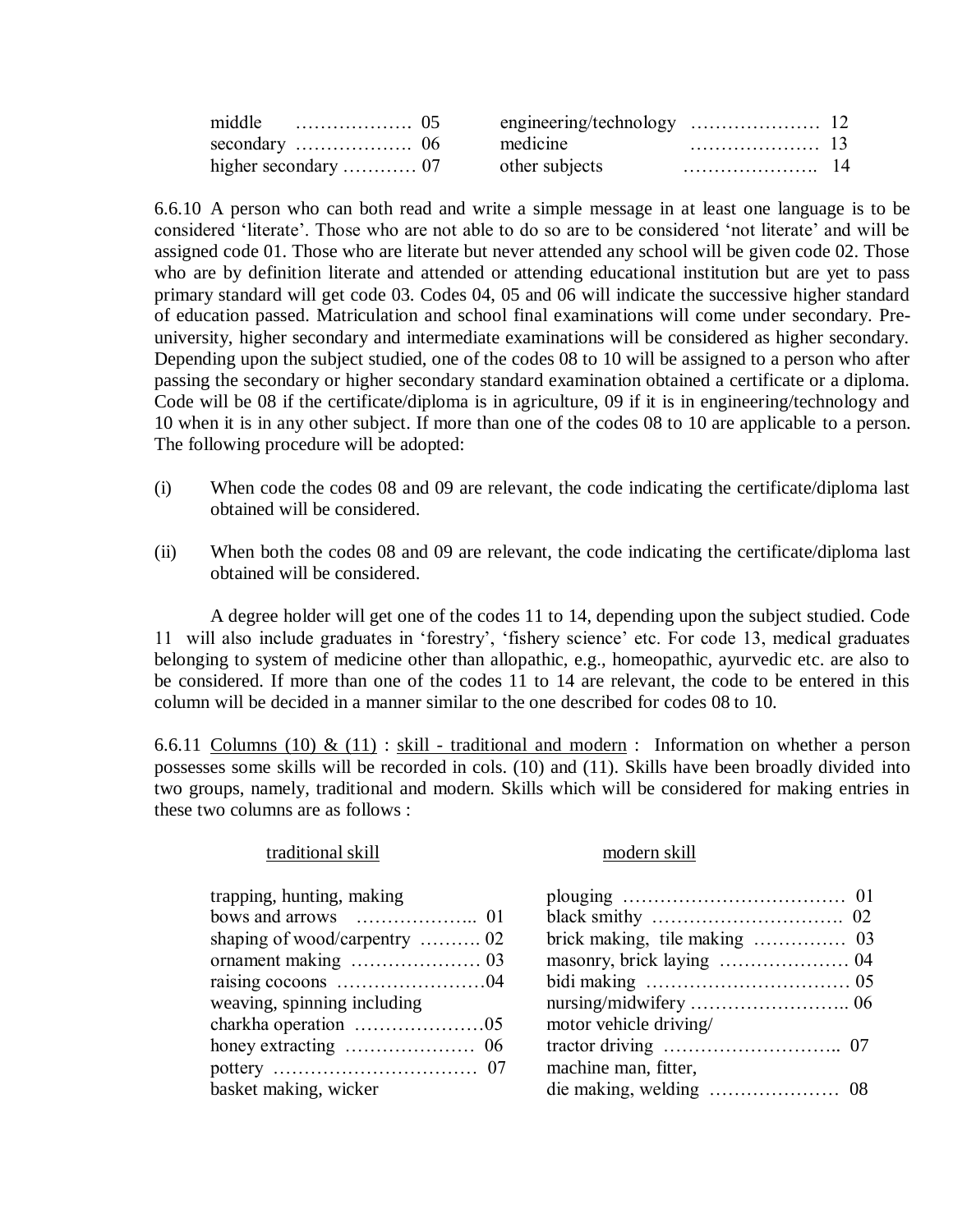| | | | |
|---|---|---|---|
| middle | 05 | engineering/technology | 12 |
| secondary | 06 | medicine | 13 |
| higher secondary | 07 | other subjects | 14 |

6.6.10 A person who can both read and write a simple message in at least one language is to be considered 'literate'. Those who are not able to do so are to be considered 'not literate' and will be assigned code 01. Those who are literate but never attended any school will be given code 02. Those who are by definition literate and attended or attending educational institution but are yet to pass primary standard will get code 03. Codes 04, 05 and 06 will indicate the successive higher standard of education passed. Matriculation and school final examinations will come under secondary. Pre-university, higher secondary and intermediate examinations will be considered as higher secondary. Depending upon the subject studied, one of the codes 08 to 10 will be assigned to a person who after passing the secondary or higher secondary standard examination obtained a certificate or a diploma. Code will be 08 if the certificate/diploma is in agriculture, 09 if it is in engineering/technology and 10 when it is in any other subject. If more than one of the codes 08 to 10 are applicable to a person. The following procedure will be adopted:

(i) When code the codes 08 and 09 are relevant, the code indicating the certificate/diploma last obtained will be considered.

(ii) When both the codes 08 and 09 are relevant, the code indicating the certificate/diploma last obtained will be considered.

A degree holder will get one of the codes 11 to 14, depending upon the subject studied. Code 11 will also include graduates in 'forestry', 'fishery science' etc. For code 13, medical graduates belonging to system of medicine other than allopathic, e.g., homeopathic, ayurvedic etc. are also to be considered. If more than one of the codes 11 to 14 are relevant, the code to be entered in this column will be decided in a manner similar to the one described for codes 08 to 10.

6.6.11 Columns (10) & (11) : skill - traditional and modern : Information on whether a person possesses some skills will be recorded in cols. (10) and (11). Skills have been broadly divided into two groups, namely, traditional and modern. Skills which will be considered for making entries in these two columns are as follows :

| traditional skill | | modern skill | |
|---|---|---|---|
| trapping, hunting, making bows and arrows | 01 | plouging | 01 |
| shaping of wood/carpentry | 02 | black smithy | 02 |
| ornament making | 03 | brick making, tile making | 03 |
| raising cocoons | 04 | masonry, brick laying | 04 |
| weaving, spinning including charkha operation | 05 | bidi making | 05 |
| honey extracting | 06 | nursing/midwifery | 06 |
| pottery | 07 | motor vehicle driving/ tractor driving | 07 |
| basket making, wicker | | machine man, fitter, die making, welding | 08 |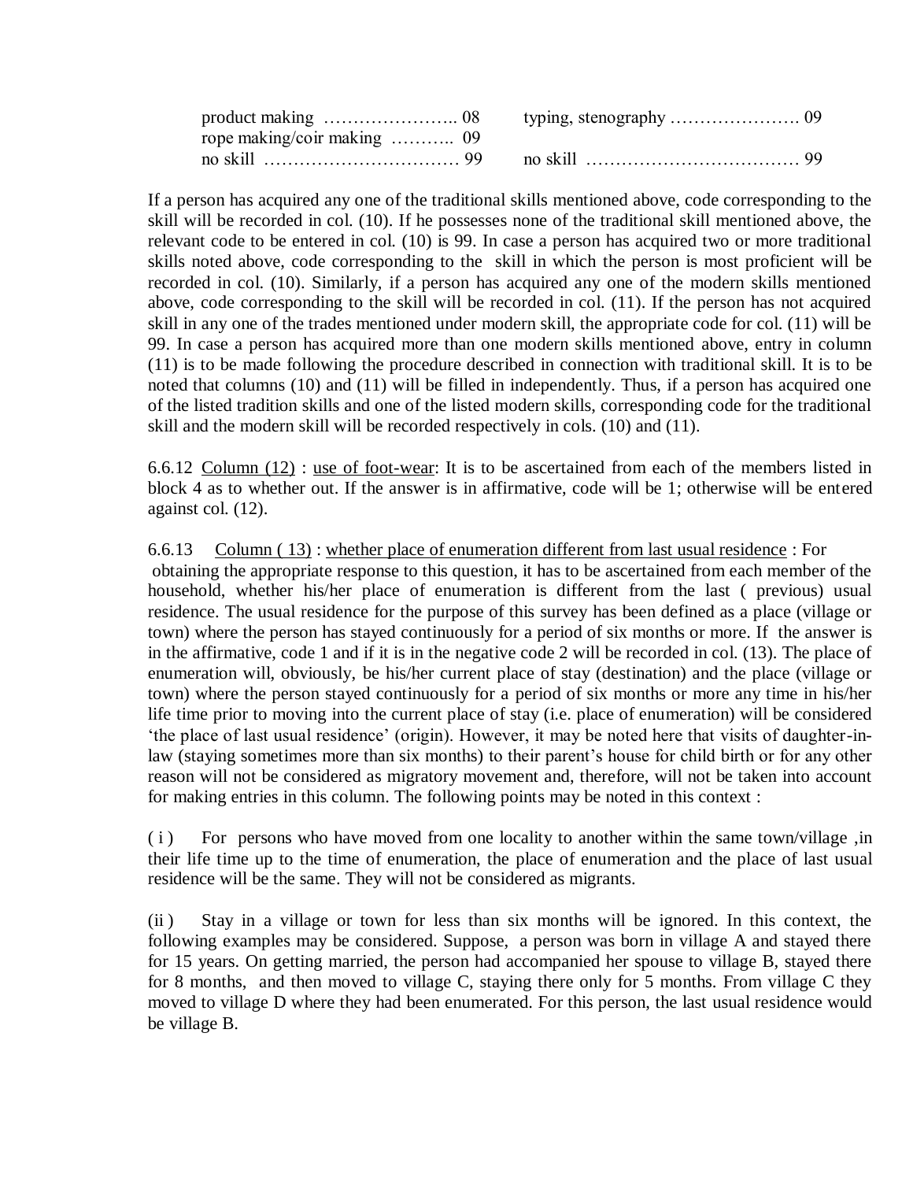| | |
|---|---|
| product making ………………….. 08 | typing, stenography …………………. 09 |
| rope making/coir making ……….. 09 | |
| no skill …………………………… 99 | no skill ……………………………… 99 |

If a person has acquired any one of the traditional skills mentioned above, code corresponding to the skill will be recorded in col. (10). If he possesses none of the traditional skill mentioned above, the relevant code to be entered in col. (10) is 99. In case a person has acquired two or more traditional skills noted above, code corresponding to the skill in which the person is most proficient will be recorded in col. (10). Similarly, if a person has acquired any one of the modern skills mentioned above, code corresponding to the skill will be recorded in col. (11). If the person has not acquired skill in any one of the trades mentioned under modern skill, the appropriate code for col. (11) will be 99. In case a person has acquired more than one modern skills mentioned above, entry in column (11) is to be made following the procedure described in connection with traditional skill. It is to be noted that columns (10) and (11) will be filled in independently. Thus, if a person has acquired one of the listed tradition skills and one of the listed modern skills, corresponding code for the traditional skill and the modern skill will be recorded respectively in cols. (10) and (11).

6.6.12 Column (12) : use of foot-wear: It is to be ascertained from each of the members listed in block 4 as to whether out. If the answer is in affirmative, code will be 1; otherwise will be entered against col. (12).

6.6.13 Column ( 13) : whether place of enumeration different from last usual residence : For obtaining the appropriate response to this question, it has to be ascertained from each member of the household, whether his/her place of enumeration is different from the last ( previous) usual residence. The usual residence for the purpose of this survey has been defined as a place (village or town) where the person has stayed continuously for a period of six months or more. If the answer is in the affirmative, code 1 and if it is in the negative code 2 will be recorded in col. (13). The place of enumeration will, obviously, be his/her current place of stay (destination) and the place (village or town) where the person stayed continuously for a period of six months or more any time in his/her life time prior to moving into the current place of stay (i.e. place of enumeration) will be considered 'the place of last usual residence' (origin). However, it may be noted here that visits of daughter-in-law (staying sometimes more than six months) to their parent's house for child birth or for any other reason will not be considered as migratory movement and, therefore, will not be taken into account for making entries in this column. The following points may be noted in this context :

( i ) For persons who have moved from one locality to another within the same town/village ,in their life time up to the time of enumeration, the place of enumeration and the place of last usual residence will be the same. They will not be considered as migrants.

(ii ) Stay in a village or town for less than six months will be ignored. In this context, the following examples may be considered. Suppose, a person was born in village A and stayed there for 15 years. On getting married, the person had accompanied her spouse to village B, stayed there for 8 months, and then moved to village C, staying there only for 5 months. From village C they moved to village D where they had been enumerated. For this person, the last usual residence would be village B.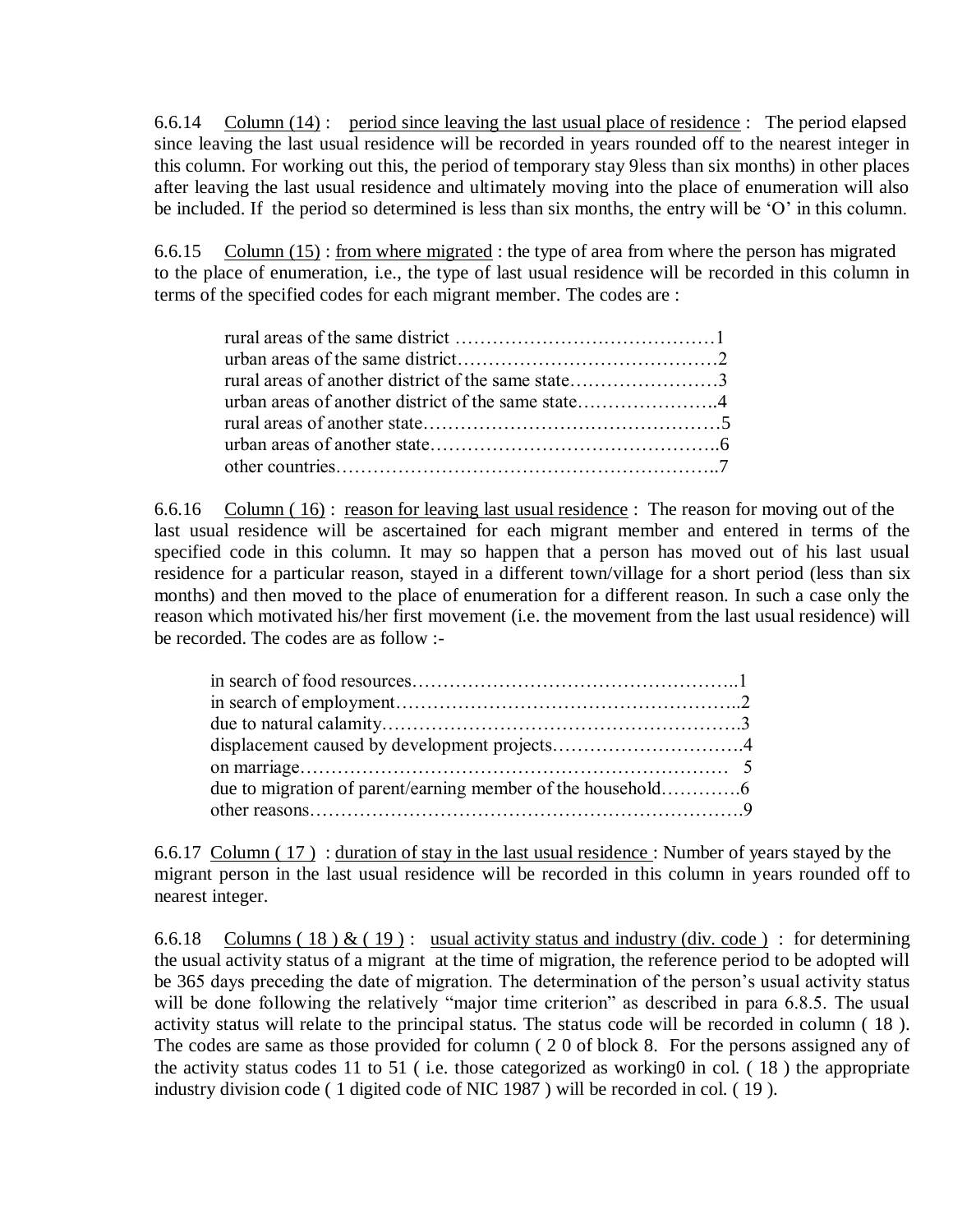6.6.14 Column (14) : period since leaving the last usual place of residence : The period elapsed since leaving the last usual residence will be recorded in years rounded off to the nearest integer in this column. For working out this, the period of temporary stay 9less than six months) in other places after leaving the last usual residence and ultimately moving into the place of enumeration will also be included. If the period so determined is less than six months, the entry will be 'O' in this column.

6.6.15 Column (15) : from where migrated : the type of area from where the person has migrated to the place of enumeration, i.e., the type of last usual residence will be recorded in this column in terms of the specified codes for each migrant member. The codes are :

rural areas of the same district ……………………………………1
urban areas of the same district……………………………………2
rural areas of another district of the same state……………………3
urban areas of another district of the same state…………………..4
rural areas of another state…………………………………………5
urban areas of another state………………………………………..6
other countries……………………………………………………..7

6.6.16 Column ( 16) : reason for leaving last usual residence : The reason for moving out of the last usual residence will be ascertained for each migrant member and entered in terms of the specified code in this column. It may so happen that a person has moved out of his last usual residence for a particular reason, stayed in a different town/village for a short period (less than six months) and then moved to the place of enumeration for a different reason. In such a case only the reason which motivated his/her first movement (i.e. the movement from the last usual residence) will be recorded. The codes are as follow :-

in search of food resources……………………………………………..1
in search of employment………………………………………………..2
due to natural calamity………………………………………………….3
displacement caused by development projects………………………….4
on marriage…………………………………………………………… 5
due to migration of parent/earning member of the household………….6
other reasons……………………………………………………………9

6.6.17 Column ( 17 ) : duration of stay in the last usual residence : Number of years stayed by the migrant person in the last usual residence will be recorded in this column in years rounded off to nearest integer.

6.6.18 Columns ( 18 ) & ( 19 ) : usual activity status and industry (div. code ) : for determining the usual activity status of a migrant at the time of migration, the reference period to be adopted will be 365 days preceding the date of migration. The determination of the person's usual activity status will be done following the relatively "major time criterion" as described in para 6.8.5. The usual activity status will relate to the principal status. The status code will be recorded in column ( 18 ). The codes are same as those provided for column ( 2 0 of block 8. For the persons assigned any of the activity status codes 11 to 51 ( i.e. those categorized as working0 in col. ( 18 ) the appropriate industry division code ( 1 digited code of NIC 1987 ) will be recorded in col. ( 19 ).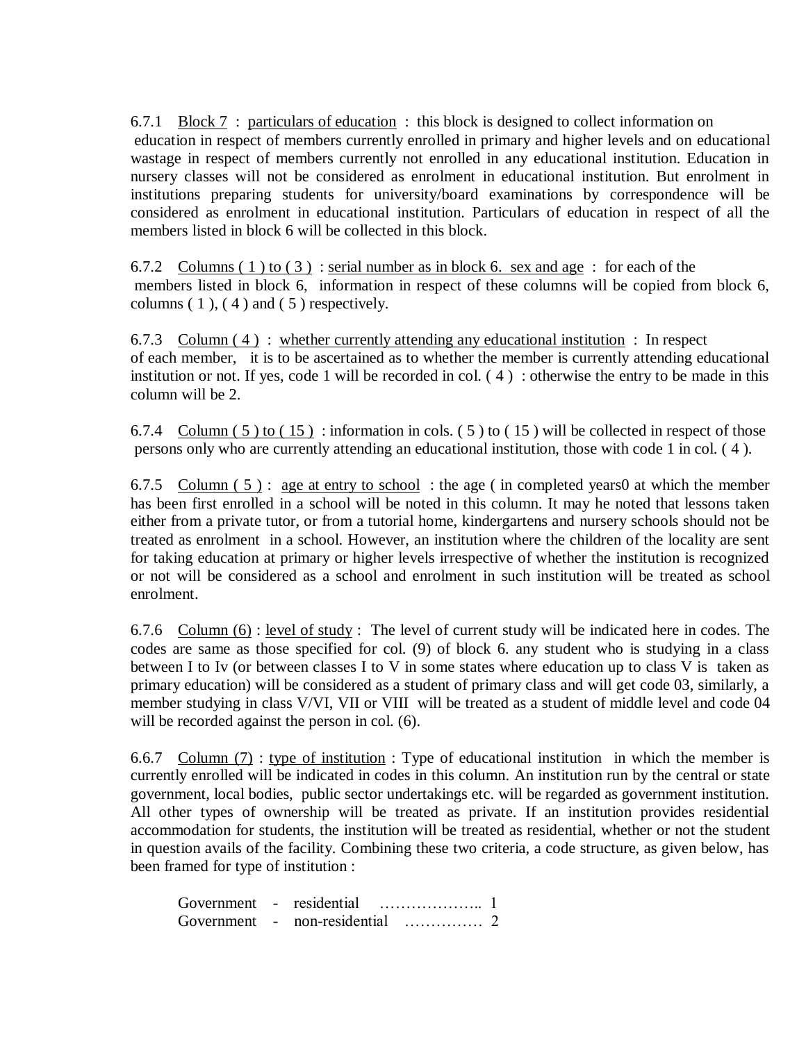6.7.1 Block 7 : particulars of education : this block is designed to collect information on education in respect of members currently enrolled in primary and higher levels and on educational wastage in respect of members currently not enrolled in any educational institution. Education in nursery classes will not be considered as enrolment in educational institution. But enrolment in institutions preparing students for university/board examinations by correspondence will be considered as enrolment in educational institution. Particulars of education in respect of all the members listed in block 6 will be collected in this block.

6.7.2 Columns ( 1 ) to ( 3 ) : serial number as in block 6. sex and age : for each of the members listed in block 6, information in respect of these columns will be copied from block 6, columns ( 1 ), ( 4 ) and ( 5 ) respectively.

6.7.3 Column ( 4 ) : whether currently attending any educational institution : In respect of each member, it is to be ascertained as to whether the member is currently attending educational institution or not. If yes, code 1 will be recorded in col. ( 4 ) : otherwise the entry to be made in this column will be 2.

6.7.4 Column ( 5 ) to ( 15 ) : information in cols. ( 5 ) to ( 15 ) will be collected in respect of those persons only who are currently attending an educational institution, those with code 1 in col. ( 4 ).

6.7.5 Column ( 5 ) : age at entry to school : the age ( in completed years0 at which the member has been first enrolled in a school will be noted in this column. It may he noted that lessons taken either from a private tutor, or from a tutorial home, kindergartens and nursery schools should not be treated as enrolment in a school. However, an institution where the children of the locality are sent for taking education at primary or higher levels irrespective of whether the institution is recognized or not will be considered as a school and enrolment in such institution will be treated as school enrolment.

6.7.6 Column (6) : level of study : The level of current study will be indicated here in codes. The codes are same as those specified for col. (9) of block 6. any student who is studying in a class between I to Iv (or between classes I to V in some states where education up to class V is taken as primary education) will be considered as a student of primary class and will get code 03, similarly, a member studying in class V/VI, VII or VIII will be treated as a student of middle level and code 04 will be recorded against the person in col. (6).

6.6.7 Column (7) : type of institution : Type of educational institution in which the member is currently enrolled will be indicated in codes in this column. An institution run by the central or state government, local bodies, public sector undertakings etc. will be regarded as government institution. All other types of ownership will be treated as private. If an institution provides residential accommodation for students, the institution will be treated as residential, whether or not the student in question avails of the facility. Combining these two criteria, a code structure, as given below, has been framed for type of institution :

Government - residential ……………….. 1
Government - non-residential …………… 2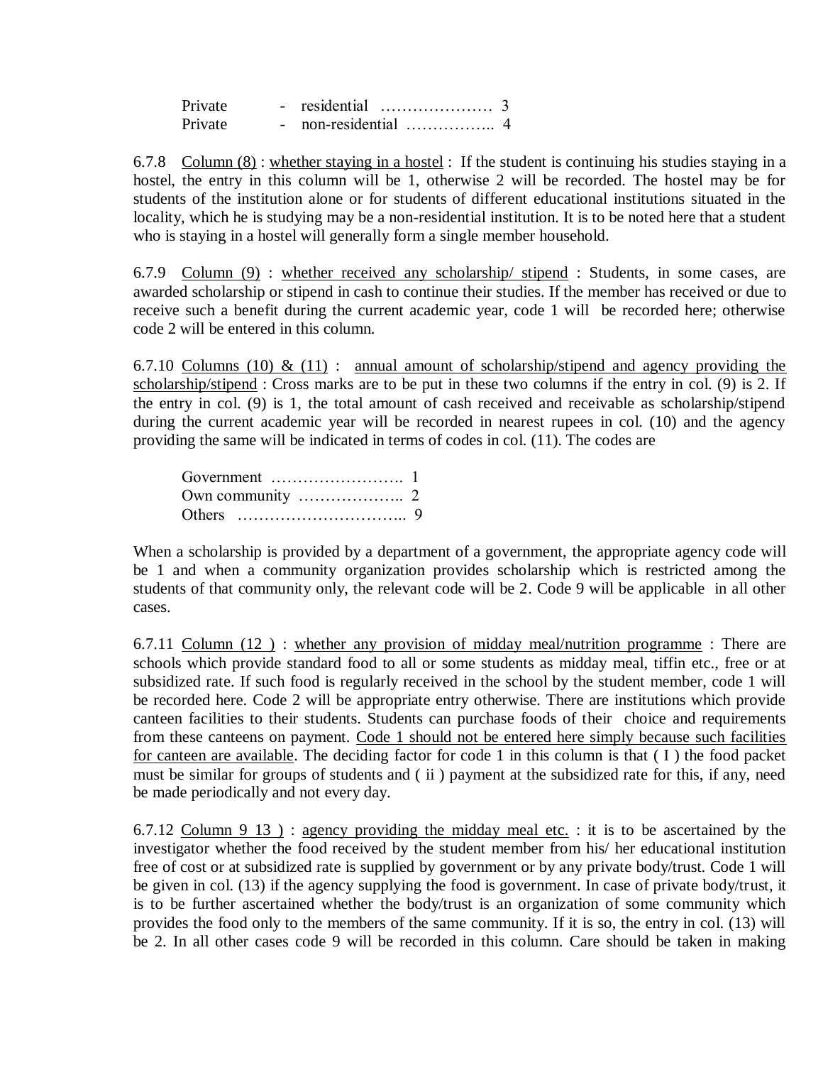Private - residential ………………… 3
Private - non-residential …………….. 4

6.7.8 Column (8) : whether staying in a hostel : If the student is continuing his studies staying in a hostel, the entry in this column will be 1, otherwise 2 will be recorded. The hostel may be for students of the institution alone or for students of different educational institutions situated in the locality, which he is studying may be a non-residential institution. It is to be noted here that a student who is staying in a hostel will generally form a single member household.

6.7.9 Column (9) : whether received any scholarship/ stipend : Students, in some cases, are awarded scholarship or stipend in cash to continue their studies. If the member has received or due to receive such a benefit during the current academic year, code 1 will be recorded here; otherwise code 2 will be entered in this column.

6.7.10 Columns (10) & (11) : annual amount of scholarship/stipend and agency providing the scholarship/stipend : Cross marks are to be put in these two columns if the entry in col. (9) is 2. If the entry in col. (9) is 1, the total amount of cash received and receivable as scholarship/stipend during the current academic year will be recorded in nearest rupees in col. (10) and the agency providing the same will be indicated in terms of codes in col. (11). The codes are

Government …………………….. 1
Own community ……………….. 2
Others ………………………….. 9

When a scholarship is provided by a department of a government, the appropriate agency code will be 1 and when a community organization provides scholarship which is restricted among the students of that community only, the relevant code will be 2. Code 9 will be applicable in all other cases.

6.7.11 Column (12 ) : whether any provision of midday meal/nutrition programme : There are schools which provide standard food to all or some students as midday meal, tiffin etc., free or at subsidized rate. If such food is regularly received in the school by the student member, code 1 will be recorded here. Code 2 will be appropriate entry otherwise. There are institutions which provide canteen facilities to their students. Students can purchase foods of their choice and requirements from these canteens on payment. Code 1 should not be entered here simply because such facilities for canteen are available. The deciding factor for code 1 in this column is that ( I ) the food packet must be similar for groups of students and ( ii ) payment at the subsidized rate for this, if any, need be made periodically and not every day.

6.7.12 Column 9 13 ) : agency providing the midday meal etc. : it is to be ascertained by the investigator whether the food received by the student member from his/ her educational institution free of cost or at subsidized rate is supplied by government or by any private body/trust. Code 1 will be given in col. (13) if the agency supplying the food is government. In case of private body/trust, it is to be further ascertained whether the body/trust is an organization of some community which provides the food only to the members of the same community. If it is so, the entry in col. (13) will be 2. In all other cases code 9 will be recorded in this column. Care should be taken in making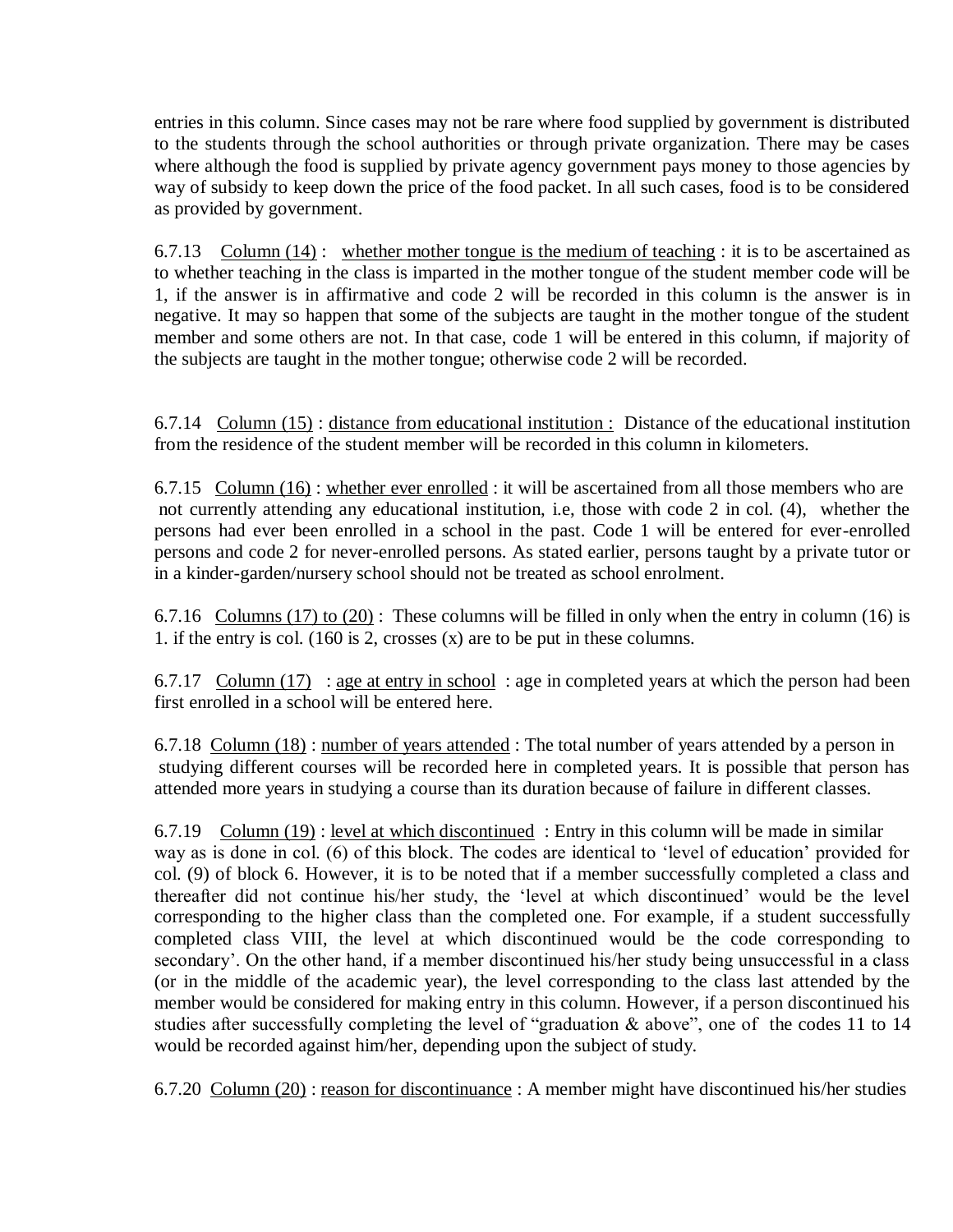entries in this column. Since cases may not be rare where food supplied by government is distributed to the students through the school authorities or through private organization. There may be cases where although the food is supplied by private agency government pays money to those agencies by way of subsidy to keep down the price of the food packet. In all such cases, food is to be considered as provided by government.

6.7.13 Column (14) : whether mother tongue is the medium of teaching : it is to be ascertained as to whether teaching in the class is imparted in the mother tongue of the student member code will be 1, if the answer is in affirmative and code 2 will be recorded in this column is the answer is in negative. It may so happen that some of the subjects are taught in the mother tongue of the student member and some others are not. In that case, code 1 will be entered in this column, if majority of the subjects are taught in the mother tongue; otherwise code 2 will be recorded.

6.7.14 Column (15) : distance from educational institution : Distance of the educational institution from the residence of the student member will be recorded in this column in kilometers.

6.7.15 Column (16) : whether ever enrolled : it will be ascertained from all those members who are not currently attending any educational institution, i.e, those with code 2 in col. (4), whether the persons had ever been enrolled in a school in the past. Code 1 will be entered for ever-enrolled persons and code 2 for never-enrolled persons. As stated earlier, persons taught by a private tutor or in a kinder-garden/nursery school should not be treated as school enrolment.

6.7.16 Columns (17) to (20) : These columns will be filled in only when the entry in column (16) is 1. if the entry is col. (160 is 2, crosses (x) are to be put in these columns.

6.7.17 Column (17) : age at entry in school : age in completed years at which the person had been first enrolled in a school will be entered here.

6.7.18 Column (18) : number of years attended : The total number of years attended by a person in studying different courses will be recorded here in completed years. It is possible that person has attended more years in studying a course than its duration because of failure in different classes.

6.7.19 Column (19) : level at which discontinued : Entry in this column will be made in similar way as is done in col. (6) of this block. The codes are identical to 'level of education' provided for col. (9) of block 6. However, it is to be noted that if a member successfully completed a class and thereafter did not continue his/her study, the 'level at which discontinued' would be the level corresponding to the higher class than the completed one. For example, if a student successfully completed class VIII, the level at which discontinued would be the code corresponding to secondary'. On the other hand, if a member discontinued his/her study being unsuccessful in a class (or in the middle of the academic year), the level corresponding to the class last attended by the member would be considered for making entry in this column. However, if a person discontinued his studies after successfully completing the level of "graduation & above", one of the codes 11 to 14 would be recorded against him/her, depending upon the subject of study.

6.7.20 Column (20) : reason for discontinuance : A member might have discontinued his/her studies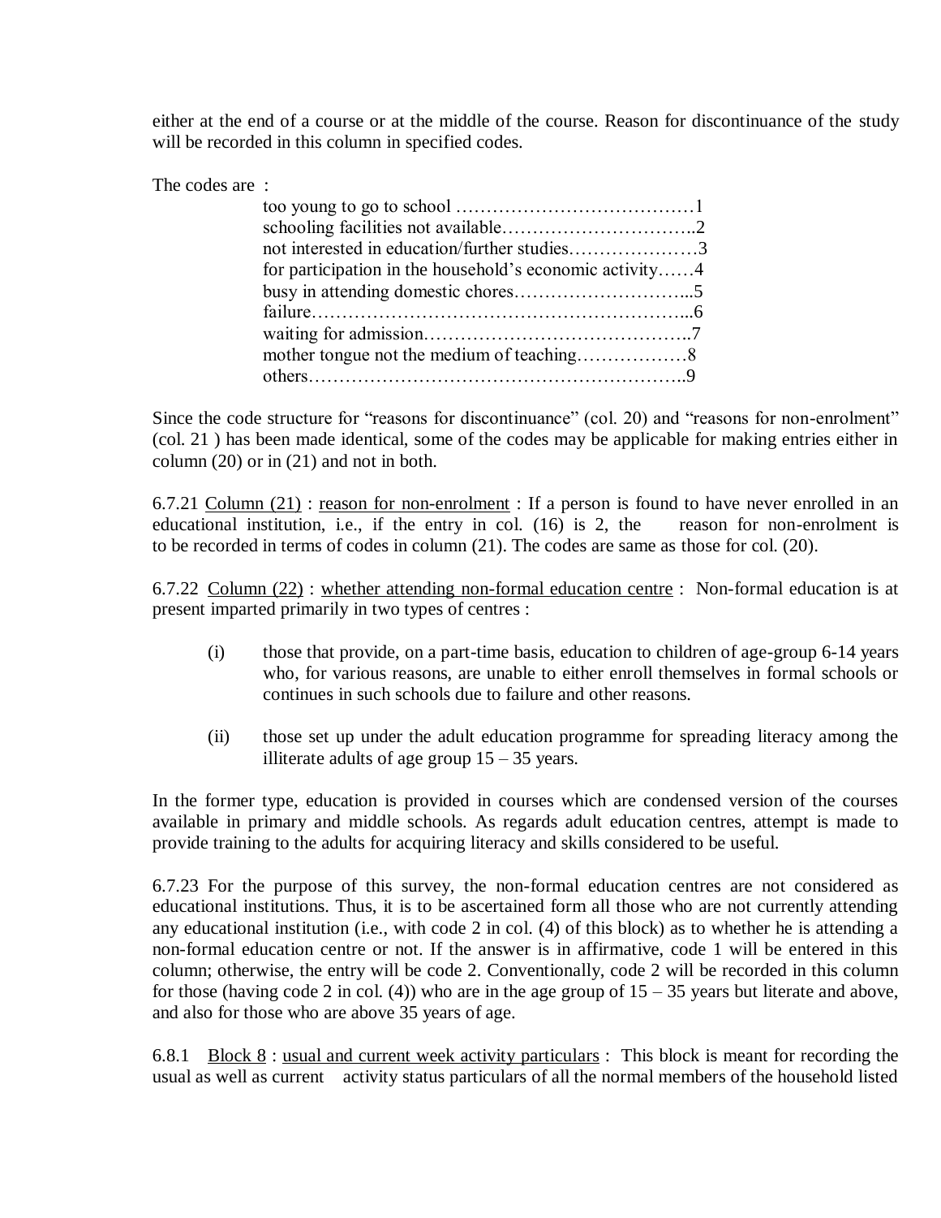either at the end of a course or at the middle of the course. Reason for discontinuance of the study will be recorded in this column in specified codes.

The codes are :

too young to go to school ……………………………………1
schooling facilities not available…………………………..2
not interested in education/further studies…………………3
for participation in the household's economic activity……4
busy in attending domestic chores………………………...5
failure……………………………………………………...6
waiting for admission……………………………………..7
mother tongue not the medium of teaching………………8
others……………………………………………………..9

Since the code structure for "reasons for discontinuance" (col. 20) and "reasons for non-enrolment" (col. 21 ) has been made identical, some of the codes may be applicable for making entries either in column (20) or in (21) and not in both.

6.7.21 Column (21) : reason for non-enrolment : If a person is found to have never enrolled in an educational institution, i.e., if the entry in col. (16) is 2, the reason for non-enrolment is to be recorded in terms of codes in column (21). The codes are same as those for col. (20).

6.7.22 Column (22) : whether attending non-formal education centre : Non-formal education is at present imparted primarily in two types of centres :

(i) those that provide, on a part-time basis, education to children of age-group 6-14 years who, for various reasons, are unable to either enroll themselves in formal schools or continues in such schools due to failure and other reasons.

(ii) those set up under the adult education programme for spreading literacy among the illiterate adults of age group 15 – 35 years.

In the former type, education is provided in courses which are condensed version of the courses available in primary and middle schools. As regards adult education centres, attempt is made to provide training to the adults for acquiring literacy and skills considered to be useful.

6.7.23 For the purpose of this survey, the non-formal education centres are not considered as educational institutions. Thus, it is to be ascertained form all those who are not currently attending any educational institution (i.e., with code 2 in col. (4) of this block) as to whether he is attending a non-formal education centre or not. If the answer is in affirmative, code 1 will be entered in this column; otherwise, the entry will be code 2. Conventionally, code 2 will be recorded in this column for those (having code 2 in col. (4)) who are in the age group of 15 – 35 years but literate and above, and also for those who are above 35 years of age.

6.8.1 Block 8 : usual and current week activity particulars : This block is meant for recording the usual as well as current activity status particulars of all the normal members of the household listed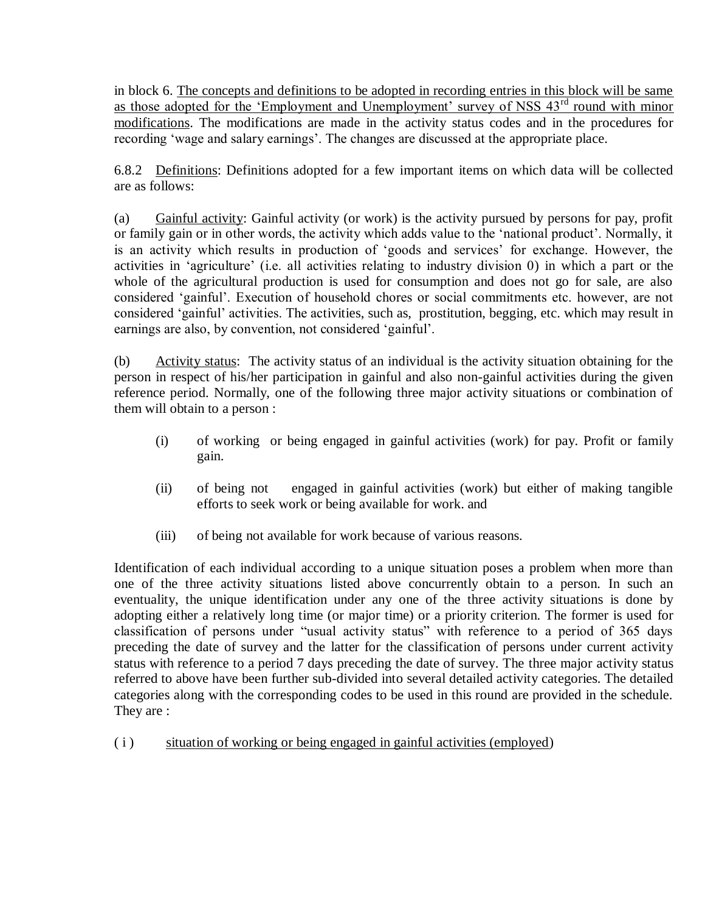in block 6. The concepts and definitions to be adopted in recording entries in this block will be same as those adopted for the 'Employment and Unemployment' survey of NSS 43[rd] round with minor modifications. The modifications are made in the activity status codes and in the procedures for recording 'wage and salary earnings'. The changes are discussed at the appropriate place.

6.8.2 Definitions: Definitions adopted for a few important items on which data will be collected are as follows:

(a) Gainful activity: Gainful activity (or work) is the activity pursued by persons for pay, profit or family gain or in other words, the activity which adds value to the 'national product'. Normally, it is an activity which results in production of 'goods and services' for exchange. However, the activities in 'agriculture' (i.e. all activities relating to industry division 0) in which a part or the whole of the agricultural production is used for consumption and does not go for sale, are also considered 'gainful'. Execution of household chores or social commitments etc. however, are not considered 'gainful' activities. The activities, such as, prostitution, begging, etc. which may result in earnings are also, by convention, not considered 'gainful'.

(b) Activity status: The activity status of an individual is the activity situation obtaining for the person in respect of his/her participation in gainful and also non-gainful activities during the given reference period. Normally, one of the following three major activity situations or combination of them will obtain to a person :

(i) of working or being engaged in gainful activities (work) for pay. Profit or family gain.

(ii) of being not engaged in gainful activities (work) but either of making tangible efforts to seek work or being available for work. and

(iii) of being not available for work because of various reasons.

Identification of each individual according to a unique situation poses a problem when more than one of the three activity situations listed above concurrently obtain to a person. In such an eventuality, the unique identification under any one of the three activity situations is done by adopting either a relatively long time (or major time) or a priority criterion. The former is used for classification of persons under "usual activity status" with reference to a period of 365 days preceding the date of survey and the latter for the classification of persons under current activity status with reference to a period 7 days preceding the date of survey. The three major activity status referred to above have been further sub-divided into several detailed activity categories. The detailed categories along with the corresponding codes to be used in this round are provided in the schedule. They are :

( i ) situation of working or being engaged in gainful activities (employed)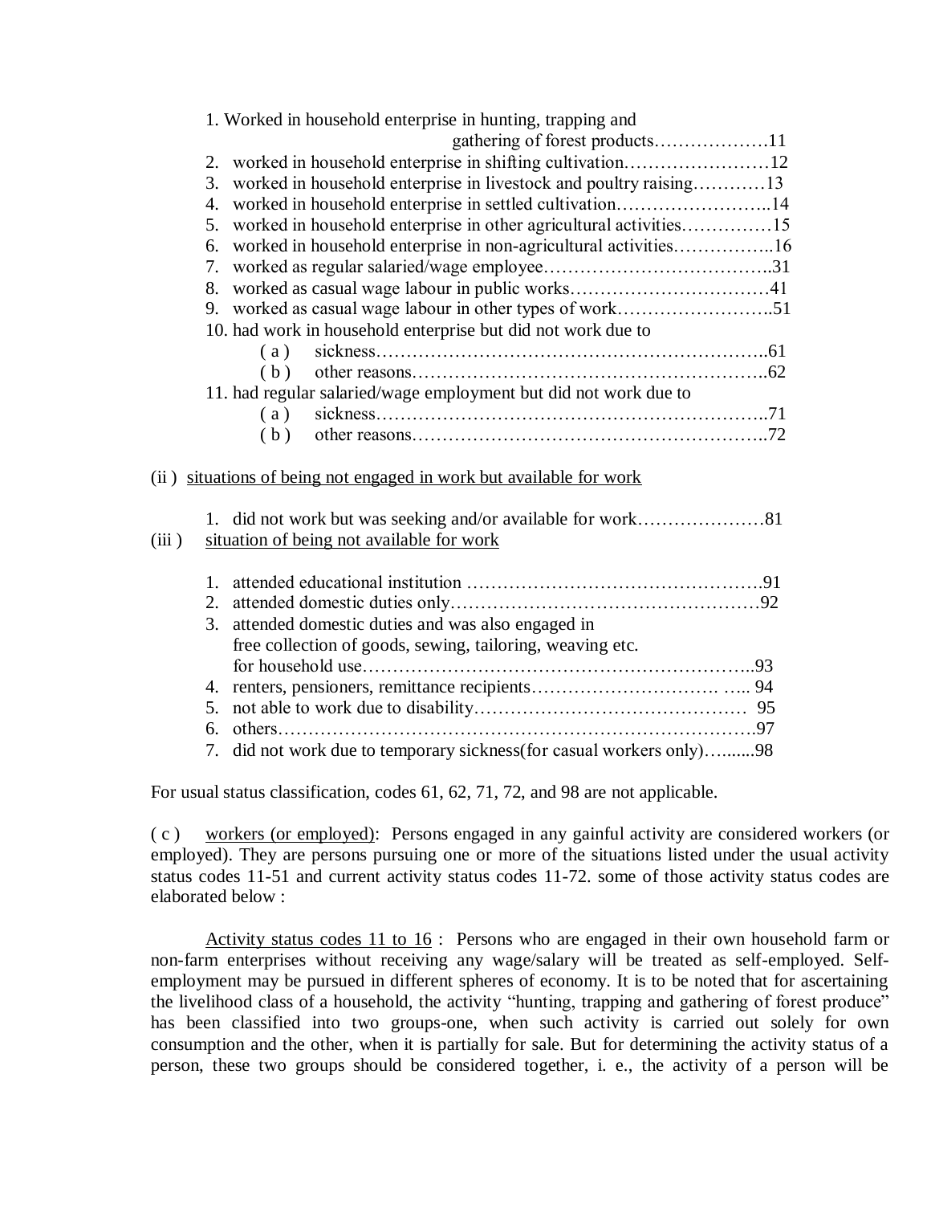1. Worked in household enterprise in hunting, trapping and gathering of forest products……………….11
2. worked in household enterprise in shifting cultivation……………………12
3. worked in household enterprise in livestock and poultry raising…………13
4. worked in household enterprise in settled cultivation……………………..14
5. worked in household enterprise in other agricultural activities……………15
6. worked in household enterprise in non-agricultural activities……………..16
7. worked as regular salaried/wage employee………………………………..31
8. worked as casual wage labour in public works……………………………41
9. worked as casual wage labour in other types of work……………………..51
10. had work in household enterprise but did not work due to
    - ( a ) sickness………………………………………………………..61
    - ( b ) other reasons…………………………………………………..62
11. had regular salaried/wage employment but did not work due to
    - ( a ) sickness………………………………………………………..71
    - ( b ) other reasons…………………………………………………..72

(ii ) situations of being not engaged in work but available for work

1. did not work but was seeking and/or available for work…………………81

(iii ) situation of being not available for work

1. attended educational institution …………………………………………..91
2. attended domestic duties only……………………………………………92
3. attended domestic duties and was also engaged in free collection of goods, sewing, tailoring, weaving etc. for household use………………………………………………………..93
4. renters, pensioners, remittance recipients…………………………. ….. 94
5. not able to work due to disability…………………………………… 95
6. others…………………………………………………………………….97
7. did not work due to temporary sickness(for casual workers only)…......98

For usual status classification, codes 61, 62, 71, 72, and 98 are not applicable.

( c ) workers (or employed): Persons engaged in any gainful activity are considered workers (or employed). They are persons pursuing one or more of the situations listed under the usual activity status codes 11-51 and current activity status codes 11-72. some of those activity status codes are elaborated below :

Activity status codes 11 to 16 : Persons who are engaged in their own household farm or non-farm enterprises without receiving any wage/salary will be treated as self-employed. Self-employment may be pursued in different spheres of economy. It is to be noted that for ascertaining the livelihood class of a household, the activity "hunting, trapping and gathering of forest produce" has been classified into two groups-one, when such activity is carried out solely for own consumption and the other, when it is partially for sale. But for determining the activity status of a person, these two groups should be considered together, i. e., the activity of a person will be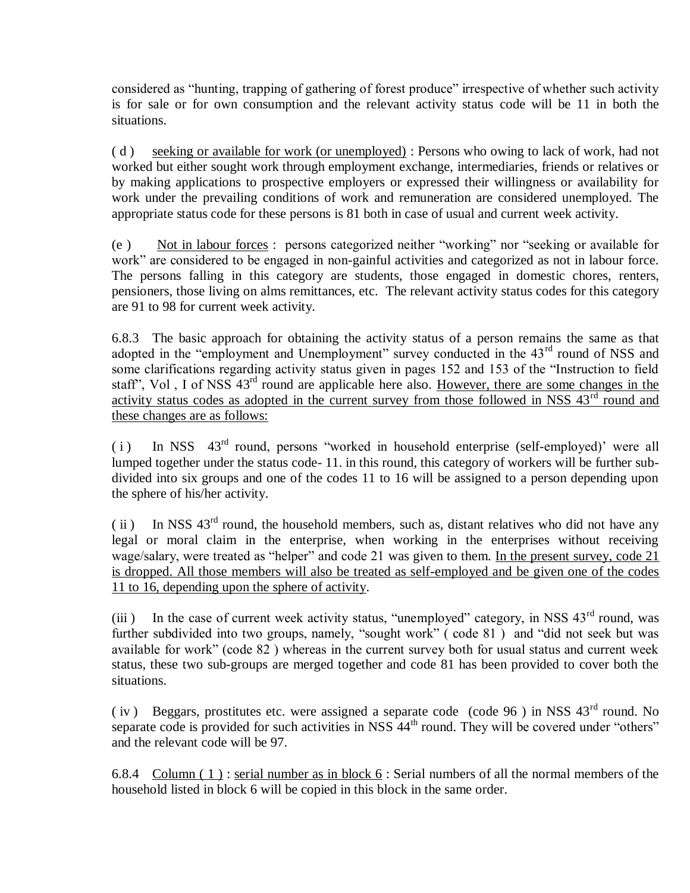considered as "hunting, trapping of gathering of forest produce" irrespective of whether such activity is for sale or for own consumption and the relevant activity status code will be 11 in both the situations.

( d ) seeking or available for work (or unemployed) : Persons who owing to lack of work, had not worked but either sought work through employment exchange, intermediaries, friends or relatives or by making applications to prospective employers or expressed their willingness or availability for work under the prevailing conditions of work and remuneration are considered unemployed. The appropriate status code for these persons is 81 both in case of usual and current week activity.

(e ) Not in labour forces : persons categorized neither "working" nor "seeking or available for work" are considered to be engaged in non-gainful activities and categorized as not in labour force. The persons falling in this category are students, those engaged in domestic chores, renters, pensioners, those living on alms remittances, etc. The relevant activity status codes for this category are 91 to 98 for current week activity.

6.8.3 The basic approach for obtaining the activity status of a person remains the same as that adopted in the "employment and Unemployment" survey conducted in the 43rd round of NSS and some clarifications regarding activity status given in pages 152 and 153 of the "Instruction to field staff", Vol , I of NSS 43rd round are applicable here also. However, there are some changes in the activity status codes as adopted in the current survey from those followed in NSS 43rd round and these changes are as follows:

( i ) In NSS 43rd round, persons "worked in household enterprise (self-employed)' were all lumped together under the status code- 11. in this round, this category of workers will be further sub-divided into six groups and one of the codes 11 to 16 will be assigned to a person depending upon the sphere of his/her activity.

( ii ) In NSS 43rd round, the household members, such as, distant relatives who did not have any legal or moral claim in the enterprise, when working in the enterprises without receiving wage/salary, were treated as "helper" and code 21 was given to them. In the present survey, code 21 is dropped. All those members will also be treated as self-employed and be given one of the codes 11 to 16, depending upon the sphere of activity.

(iii ) In the case of current week activity status, "unemployed" category, in NSS 43rd round, was further subdivided into two groups, namely, "sought work" ( code 81 ) and "did not seek but was available for work" (code 82 ) whereas in the current survey both for usual status and current week status, these two sub-groups are merged together and code 81 has been provided to cover both the situations.

( iv ) Beggars, prostitutes etc. were assigned a separate code (code 96 ) in NSS 43rd round. No separate code is provided for such activities in NSS 44th round. They will be covered under "others" and the relevant code will be 97.

6.8.4 Column ( 1 ) : serial number as in block 6 : Serial numbers of all the normal members of the household listed in block 6 will be copied in this block in the same order.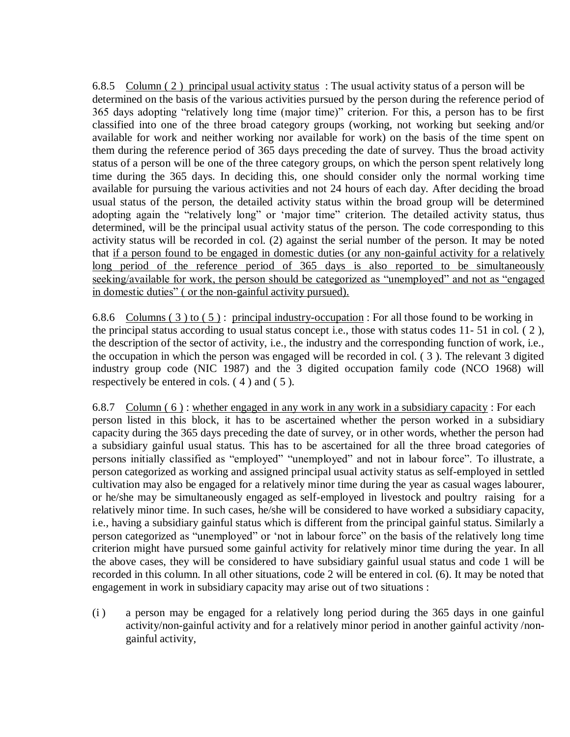6.8.5 Column ( 2 ) principal usual activity status : The usual activity status of a person will be determined on the basis of the various activities pursued by the person during the reference period of 365 days adopting "relatively long time (major time)" criterion. For this, a person has to be first classified into one of the three broad category groups (working, not working but seeking and/or available for work and neither working nor available for work) on the basis of the time spent on them during the reference period of 365 days preceding the date of survey. Thus the broad activity status of a person will be one of the three category groups, on which the person spent relatively long time during the 365 days. In deciding this, one should consider only the normal working time available for pursuing the various activities and not 24 hours of each day. After deciding the broad usual status of the person, the detailed activity status within the broad group will be determined adopting again the "relatively long" or 'major time" criterion. The detailed activity status, thus determined, will be the principal usual activity status of the person. The code corresponding to this activity status will be recorded in col. (2) against the serial number of the person. It may be noted that <u>if a person found to be engaged in domestic duties (or any non-gainful activity for a relatively long period of the reference period of 365 days is also reported to be simultaneously seeking/available for work, the person should be categorized as "unemployed" and not as "engaged in domestic duties" ( or the non-gainful activity pursued).</u>

6.8.6 Columns ( 3 ) to ( 5 ) : principal industry-occupation : For all those found to be working in the principal status according to usual status concept i.e., those with status codes 11- 51 in col. ( 2 ), the description of the sector of activity, i.e., the industry and the corresponding function of work, i.e., the occupation in which the person was engaged will be recorded in col. ( 3 ). The relevant 3 digited industry group code (NIC 1987) and the 3 digited occupation family code (NCO 1968) will respectively be entered in cols. ( 4 ) and ( 5 ).

6.8.7 Column ( 6 ) : whether engaged in any work in any work in a subsidiary capacity : For each person listed in this block, it has to be ascertained whether the person worked in a subsidiary capacity during the 365 days preceding the date of survey, or in other words, whether the person had a subsidiary gainful usual status. This has to be ascertained for all the three broad categories of persons initially classified as "employed" "unemployed" and not in labour force". To illustrate, a person categorized as working and assigned principal usual activity status as self-employed in settled cultivation may also be engaged for a relatively minor time during the year as casual wages labourer, or he/she may be simultaneously engaged as self-employed in livestock and poultry raising for a relatively minor time. In such cases, he/she will be considered to have worked a subsidiary capacity, i.e., having a subsidiary gainful status which is different from the principal gainful status. Similarly a person categorized as "unemployed" or 'not in labour force" on the basis of the relatively long time criterion might have pursued some gainful activity for relatively minor time during the year. In all the above cases, they will be considered to have subsidiary gainful usual status and code 1 will be recorded in this column. In all other situations, code 2 will be entered in col. (6). It may be noted that engagement in work in subsidiary capacity may arise out of two situations :

(i) a person may be engaged for a relatively long period during the 365 days in one gainful activity/non-gainful activity and for a relatively minor period in another gainful activity /non-gainful activity,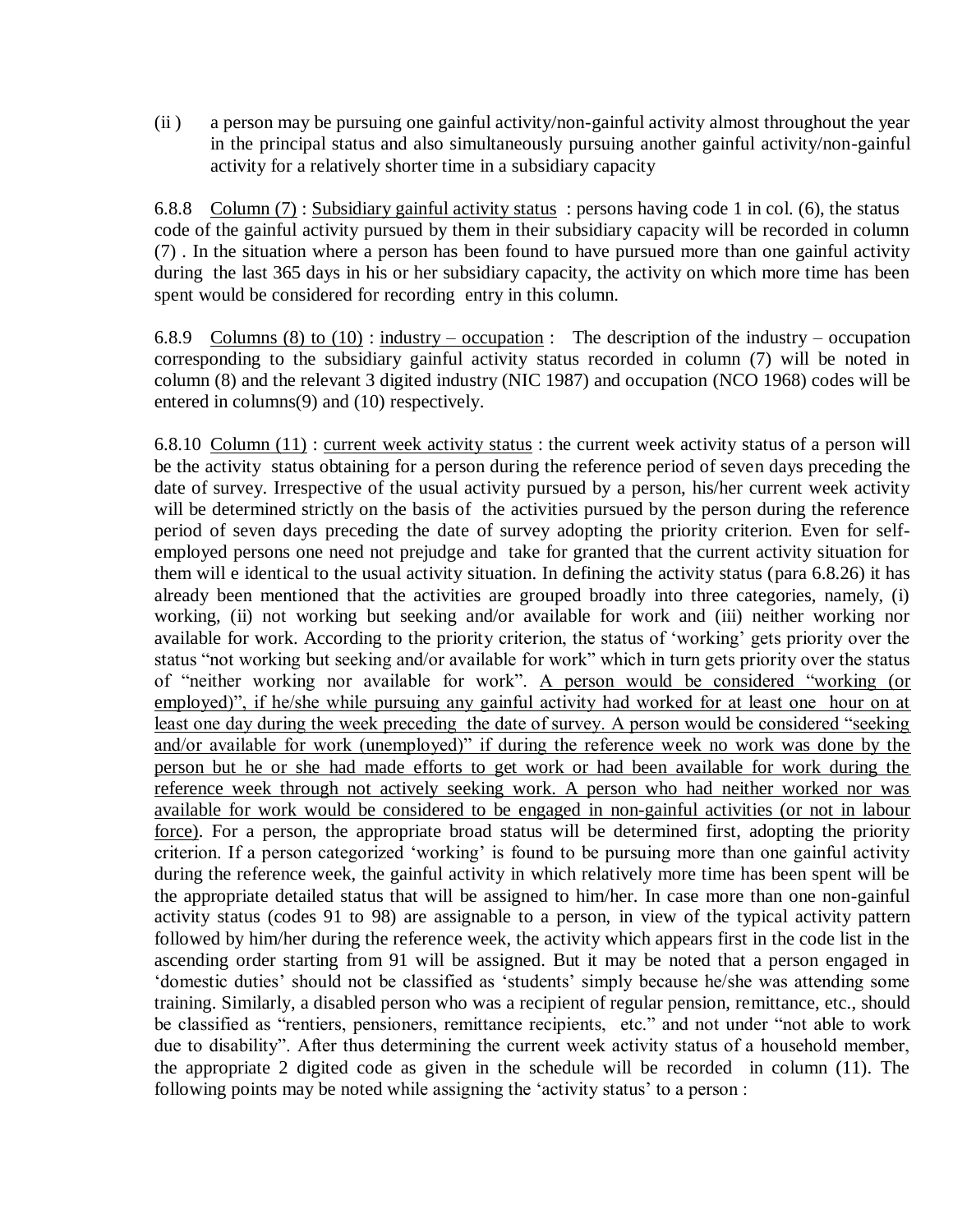(ii ) a person may be pursuing one gainful activity/non-gainful activity almost throughout the year in the principal status and also simultaneously pursuing another gainful activity/non-gainful activity for a relatively shorter time in a subsidiary capacity

6.8.8 Column (7) : Subsidiary gainful activity status : persons having code 1 in col. (6), the status code of the gainful activity pursued by them in their subsidiary capacity will be recorded in column (7) . In the situation where a person has been found to have pursued more than one gainful activity during the last 365 days in his or her subsidiary capacity, the activity on which more time has been spent would be considered for recording entry in this column.

6.8.9 Columns (8) to (10) : industry – occupation : The description of the industry – occupation corresponding to the subsidiary gainful activity status recorded in column (7) will be noted in column (8) and the relevant 3 digited industry (NIC 1987) and occupation (NCO 1968) codes will be entered in columns(9) and (10) respectively.

6.8.10 Column (11) : current week activity status : the current week activity status of a person will be the activity status obtaining for a person during the reference period of seven days preceding the date of survey. Irrespective of the usual activity pursued by a person, his/her current week activity will be determined strictly on the basis of the activities pursued by the person during the reference period of seven days preceding the date of survey adopting the priority criterion. Even for self-employed persons one need not prejudge and take for granted that the current activity situation for them will e identical to the usual activity situation. In defining the activity status (para 6.8.26) it has already been mentioned that the activities are grouped broadly into three categories, namely, (i) working, (ii) not working but seeking and/or available for work and (iii) neither working nor available for work. According to the priority criterion, the status of 'working' gets priority over the status "not working but seeking and/or available for work" which in turn gets priority over the status of "neither working nor available for work". A person would be considered "working (or employed)", if he/she while pursuing any gainful activity had worked for at least one hour on at least one day during the week preceding the date of survey. A person would be considered "seeking and/or available for work (unemployed)" if during the reference week no work was done by the person but he or she had made efforts to get work or had been available for work during the reference week through not actively seeking work. A person who had neither worked nor was available for work would be considered to be engaged in non-gainful activities (or not in labour force). For a person, the appropriate broad status will be determined first, adopting the priority criterion. If a person categorized 'working' is found to be pursuing more than one gainful activity during the reference week, the gainful activity in which relatively more time has been spent will be the appropriate detailed status that will be assigned to him/her. In case more than one non-gainful activity status (codes 91 to 98) are assignable to a person, in view of the typical activity pattern followed by him/her during the reference week, the activity which appears first in the code list in the ascending order starting from 91 will be assigned. But it may be noted that a person engaged in 'domestic duties' should not be classified as 'students' simply because he/she was attending some training. Similarly, a disabled person who was a recipient of regular pension, remittance, etc., should be classified as "rentiers, pensioners, remittance recipients, etc." and not under "not able to work due to disability". After thus determining the current week activity status of a household member, the appropriate 2 digited code as given in the schedule will be recorded in column (11). The following points may be noted while assigning the 'activity status' to a person :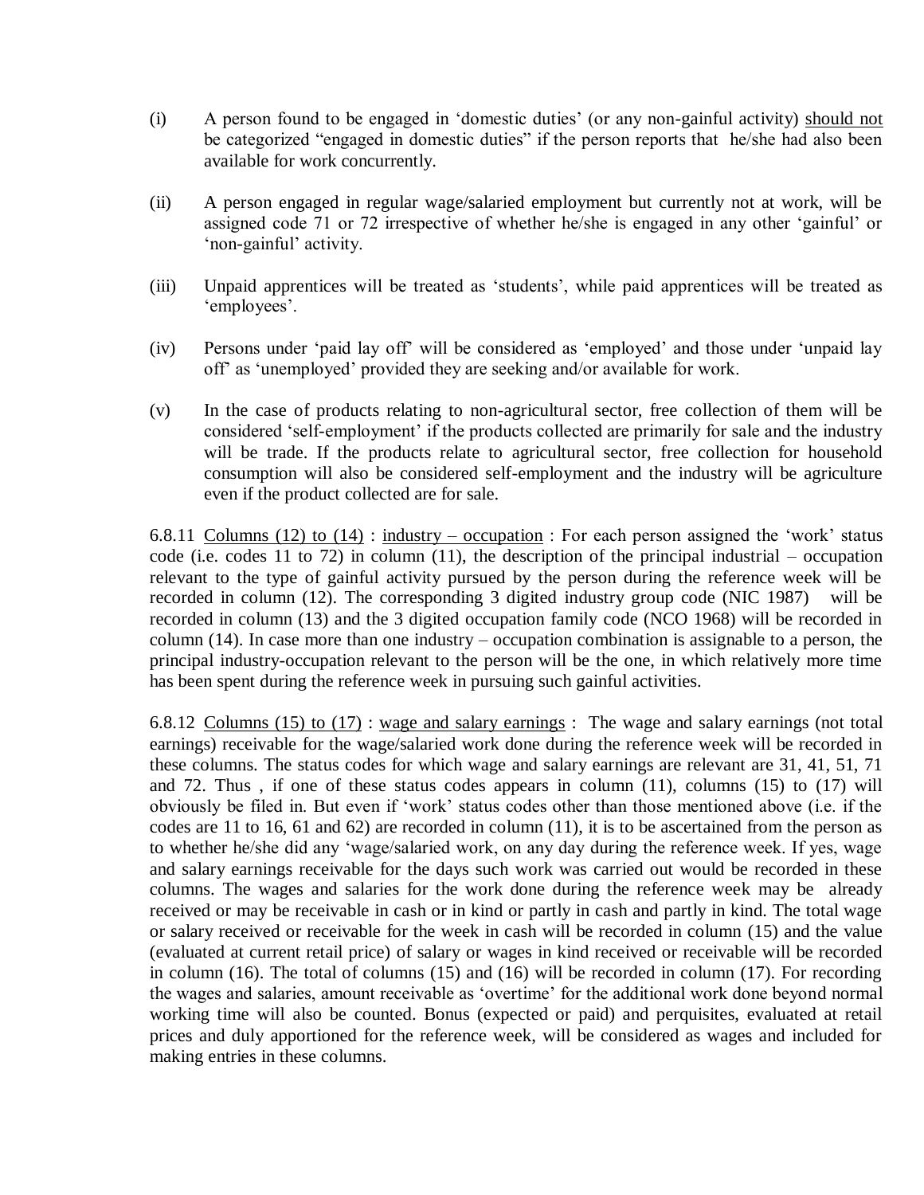(i) A person found to be engaged in 'domestic duties' (or any non-gainful activity) <u>should not</u> be categorized "engaged in domestic duties" if the person reports that he/she had also been available for work concurrently.

(ii) A person engaged in regular wage/salaried employment but currently not at work, will be assigned code 71 or 72 irrespective of whether he/she is engaged in any other 'gainful' or 'non-gainful' activity.

(iii) Unpaid apprentices will be treated as 'students', while paid apprentices will be treated as 'employees'.

(iv) Persons under 'paid lay off' will be considered as 'employed' and those under 'unpaid lay off' as 'unemployed' provided they are seeking and/or available for work.

(v) In the case of products relating to non-agricultural sector, free collection of them will be considered 'self-employment' if the products collected are primarily for sale and the industry will be trade. If the products relate to agricultural sector, free collection for household consumption will also be considered self-employment and the industry will be agriculture even if the product collected are for sale.

6.8.11 <u>Columns (12) to (14)</u> : <u>industry – occupation</u> : For each person assigned the 'work' status code (i.e. codes 11 to 72) in column (11), the description of the principal industrial – occupation relevant to the type of gainful activity pursued by the person during the reference week will be recorded in column (12). The corresponding 3 digited industry group code (NIC 1987) will be recorded in column (13) and the 3 digited occupation family code (NCO 1968) will be recorded in column (14). In case more than one industry – occupation combination is assignable to a person, the principal industry-occupation relevant to the person will be the one, in which relatively more time has been spent during the reference week in pursuing such gainful activities.

6.8.12 <u>Columns (15) to (17)</u> : <u>wage and salary earnings</u> : The wage and salary earnings (not total earnings) receivable for the wage/salaried work done during the reference week will be recorded in these columns. The status codes for which wage and salary earnings are relevant are 31, 41, 51, 71 and 72. Thus , if one of these status codes appears in column (11), columns (15) to (17) will obviously be filed in. But even if 'work' status codes other than those mentioned above (i.e. if the codes are 11 to 16, 61 and 62) are recorded in column (11), it is to be ascertained from the person as to whether he/she did any 'wage/salaried work, on any day during the reference week. If yes, wage and salary earnings receivable for the days such work was carried out would be recorded in these columns. The wages and salaries for the work done during the reference week may be already received or may be receivable in cash or in kind or partly in cash and partly in kind. The total wage or salary received or receivable for the week in cash will be recorded in column (15) and the value (evaluated at current retail price) of salary or wages in kind received or receivable will be recorded in column (16). The total of columns (15) and (16) will be recorded in column (17). For recording the wages and salaries, amount receivable as 'overtime' for the additional work done beyond normal working time will also be counted. Bonus (expected or paid) and perquisites, evaluated at retail prices and duly apportioned for the reference week, will be considered as wages and included for making entries in these columns.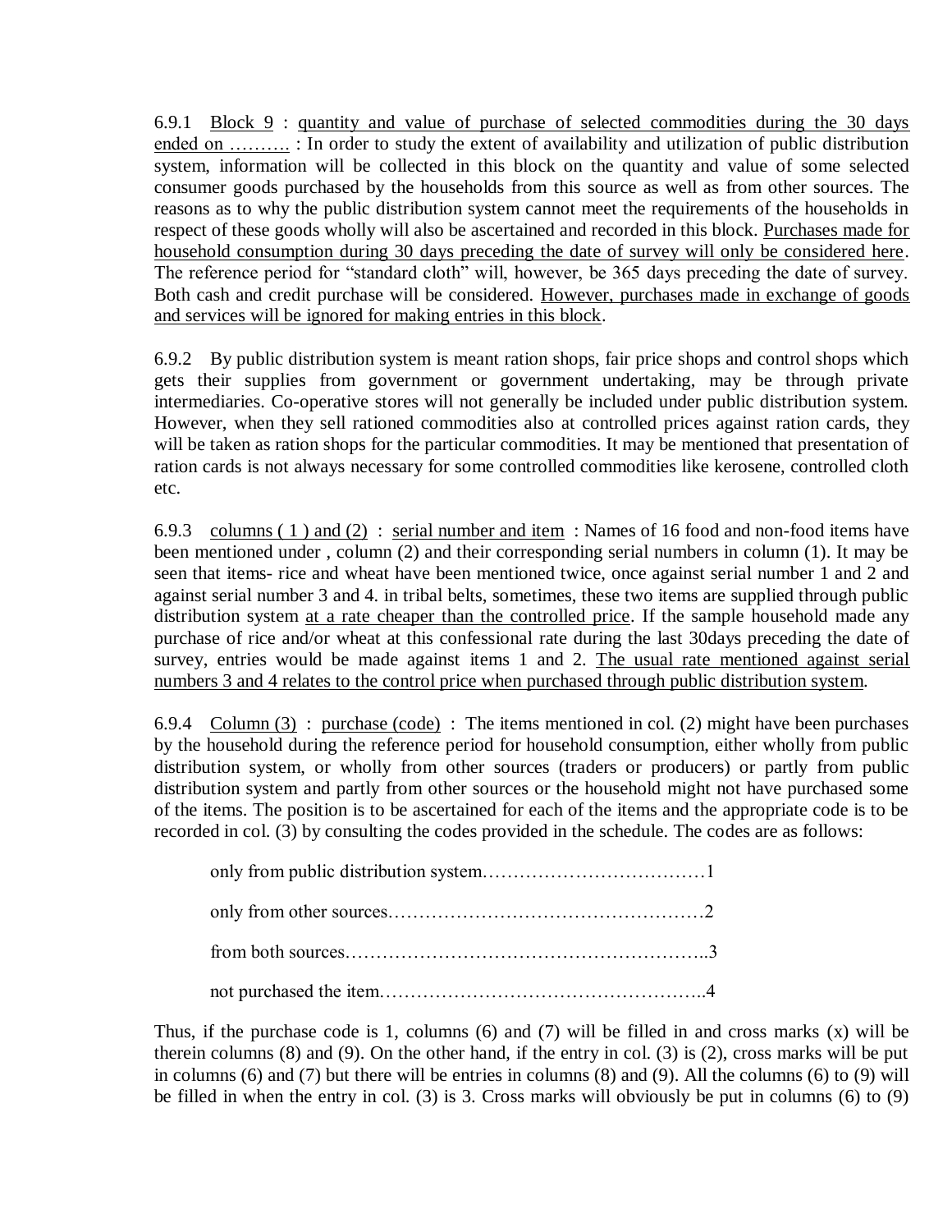6.9.1 Block 9 : quantity and value of purchase of selected commodities during the 30 days ended on ………. : In order to study the extent of availability and utilization of public distribution system, information will be collected in this block on the quantity and value of some selected consumer goods purchased by the households from this source as well as from other sources. The reasons as to why the public distribution system cannot meet the requirements of the households in respect of these goods wholly will also be ascertained and recorded in this block. Purchases made for household consumption during 30 days preceding the date of survey will only be considered here. The reference period for "standard cloth" will, however, be 365 days preceding the date of survey. Both cash and credit purchase will be considered. However, purchases made in exchange of goods and services will be ignored for making entries in this block.

6.9.2 By public distribution system is meant ration shops, fair price shops and control shops which gets their supplies from government or government undertaking, may be through private intermediaries. Co-operative stores will not generally be included under public distribution system. However, when they sell rationed commodities also at controlled prices against ration cards, they will be taken as ration shops for the particular commodities. It may be mentioned that presentation of ration cards is not always necessary for some controlled commodities like kerosene, controlled cloth etc.

6.9.3 columns ( 1 ) and (2) : serial number and item : Names of 16 food and non-food items have been mentioned under , column (2) and their corresponding serial numbers in column (1). It may be seen that items- rice and wheat have been mentioned twice, once against serial number 1 and 2 and against serial number 3 and 4. in tribal belts, sometimes, these two items are supplied through public distribution system at a rate cheaper than the controlled price. If the sample household made any purchase of rice and/or wheat at this confessional rate during the last 30days preceding the date of survey, entries would be made against items 1 and 2. The usual rate mentioned against serial numbers 3 and 4 relates to the control price when purchased through public distribution system.

6.9.4 Column (3) : purchase (code) : The items mentioned in col. (2) might have been purchases by the household during the reference period for household consumption, either wholly from public distribution system, or wholly from other sources (traders or producers) or partly from public distribution system and partly from other sources or the household might not have purchased some of the items. The position is to be ascertained for each of the items and the appropriate code is to be recorded in col. (3) by consulting the codes provided in the schedule. The codes are as follows:

only from public distribution system………………………………1

only from other sources……………………………………………2

from both sources………………………………………………..3

not purchased the item……………………………………………..4

Thus, if the purchase code is 1, columns (6) and (7) will be filled in and cross marks (x) will be therein columns (8) and (9). On the other hand, if the entry in col. (3) is (2), cross marks will be put in columns (6) and (7) but there will be entries in columns (8) and (9). All the columns (6) to (9) will be filled in when the entry in col. (3) is 3. Cross marks will obviously be put in columns (6) to (9)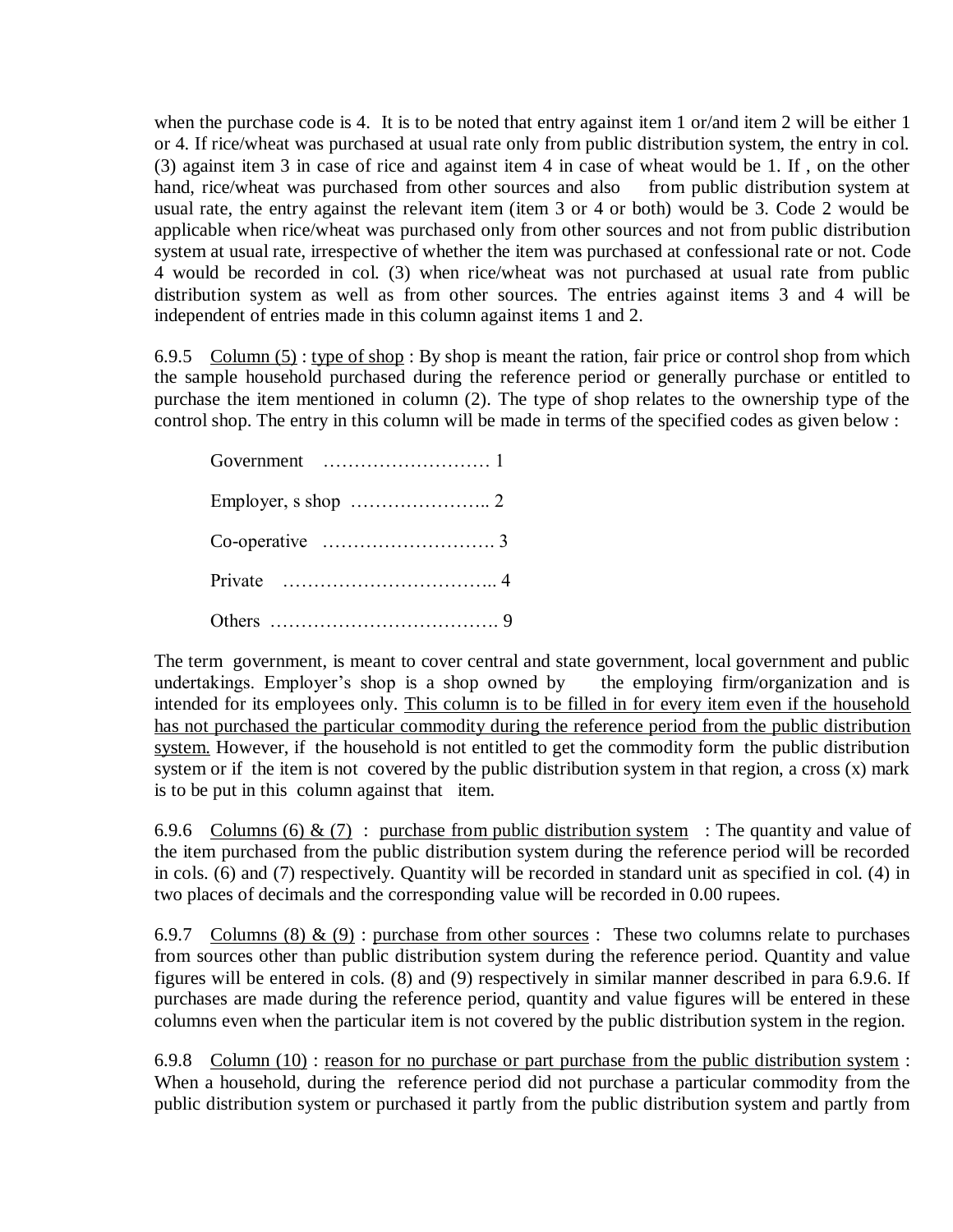when the purchase code is 4. It is to be noted that entry against item 1 or/and item 2 will be either 1 or 4. If rice/wheat was purchased at usual rate only from public distribution system, the entry in col. (3) against item 3 in case of rice and against item 4 in case of wheat would be 1. If , on the other hand, rice/wheat was purchased from other sources and also from public distribution system at usual rate, the entry against the relevant item (item 3 or 4 or both) would be 3. Code 2 would be applicable when rice/wheat was purchased only from other sources and not from public distribution system at usual rate, irrespective of whether the item was purchased at confessional rate or not. Code 4 would be recorded in col. (3) when rice/wheat was not purchased at usual rate from public distribution system as well as from other sources. The entries against items 3 and 4 will be independent of entries made in this column against items 1 and 2.

6.9.5 Column (5) : type of shop : By shop is meant the ration, fair price or control shop from which the sample household purchased during the reference period or generally purchase or entitled to purchase the item mentioned in column (2). The type of shop relates to the ownership type of the control shop. The entry in this column will be made in terms of the specified codes as given below :

Government ……………………… 1

Employer, s shop ………………….. 2

Co-operative ………………………. 3

Private …………………………….. 4

Others ………………………………. 9

The term government, is meant to cover central and state government, local government and public undertakings. Employer's shop is a shop owned by the employing firm/organization and is intended for its employees only. This column is to be filled in for every item even if the household has not purchased the particular commodity during the reference period from the public distribution system. However, if the household is not entitled to get the commodity form the public distribution system or if the item is not covered by the public distribution system in that region, a cross (x) mark is to be put in this column against that item.

6.9.6 Columns (6) & (7) : purchase from public distribution system : The quantity and value of the item purchased from the public distribution system during the reference period will be recorded in cols. (6) and (7) respectively. Quantity will be recorded in standard unit as specified in col. (4) in two places of decimals and the corresponding value will be recorded in 0.00 rupees.

6.9.7 Columns (8) & (9) : purchase from other sources : These two columns relate to purchases from sources other than public distribution system during the reference period. Quantity and value figures will be entered in cols. (8) and (9) respectively in similar manner described in para 6.9.6. If purchases are made during the reference period, quantity and value figures will be entered in these columns even when the particular item is not covered by the public distribution system in the region.

6.9.8 Column (10) : reason for no purchase or part purchase from the public distribution system : When a household, during the reference period did not purchase a particular commodity from the public distribution system or purchased it partly from the public distribution system and partly from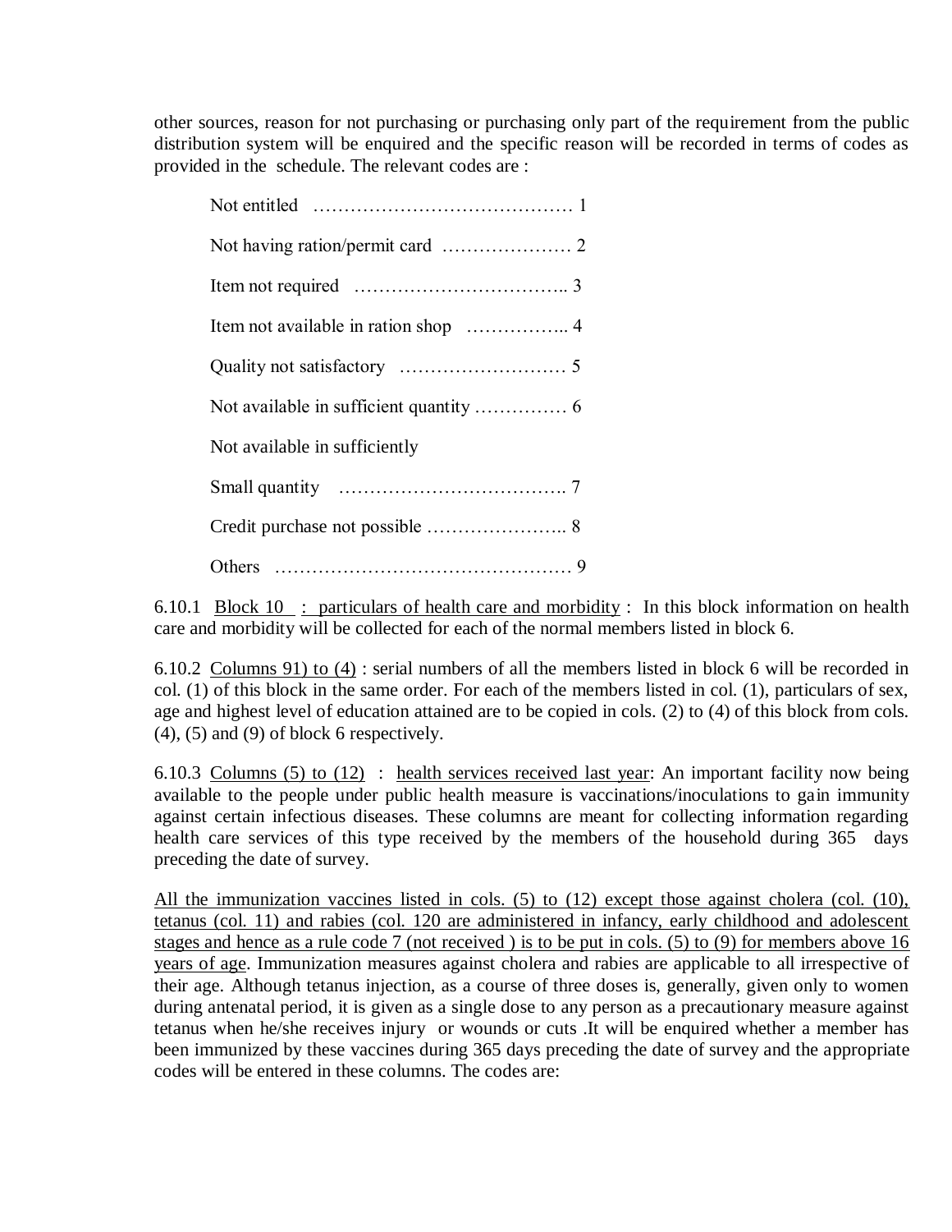other sources, reason for not purchasing or purchasing only part of the requirement from the public distribution system will be enquired and the specific reason will be recorded in terms of codes as provided in the schedule. The relevant codes are :

Not entitled …………………………………… 1

Not having ration/permit card ………………… 2

Item not required …………………………….. 3

Item not available in ration shop …………….. 4

Quality not satisfactory ……………………… 5

Not available in sufficient quantity …………… 6

Not available in sufficiently

Small quantity ………………………………. 7

Credit purchase not possible ………………….. 8

Others ………………………………………… 9

6.10.1 Block 10 : particulars of health care and morbidity : In this block information on health care and morbidity will be collected for each of the normal members listed in block 6.

6.10.2 Columns 91) to (4) : serial numbers of all the members listed in block 6 will be recorded in col. (1) of this block in the same order. For each of the members listed in col. (1), particulars of sex, age and highest level of education attained are to be copied in cols. (2) to (4) of this block from cols. (4), (5) and (9) of block 6 respectively.

6.10.3 Columns (5) to (12) : health services received last year: An important facility now being available to the people under public health measure is vaccinations/inoculations to gain immunity against certain infectious diseases. These columns are meant for collecting information regarding health care services of this type received by the members of the household during 365 days preceding the date of survey.

All the immunization vaccines listed in cols. (5) to (12) except those against cholera (col. (10), tetanus (col. 11) and rabies (col. 120 are administered in infancy, early childhood and adolescent stages and hence as a rule code 7 (not received ) is to be put in cols. (5) to (9) for members above 16 years of age. Immunization measures against cholera and rabies are applicable to all irrespective of their age. Although tetanus injection, as a course of three doses is, generally, given only to women during antenatal period, it is given as a single dose to any person as a precautionary measure against tetanus when he/she receives injury or wounds or cuts .It will be enquired whether a member has been immunized by these vaccines during 365 days preceding the date of survey and the appropriate codes will be entered in these columns. The codes are: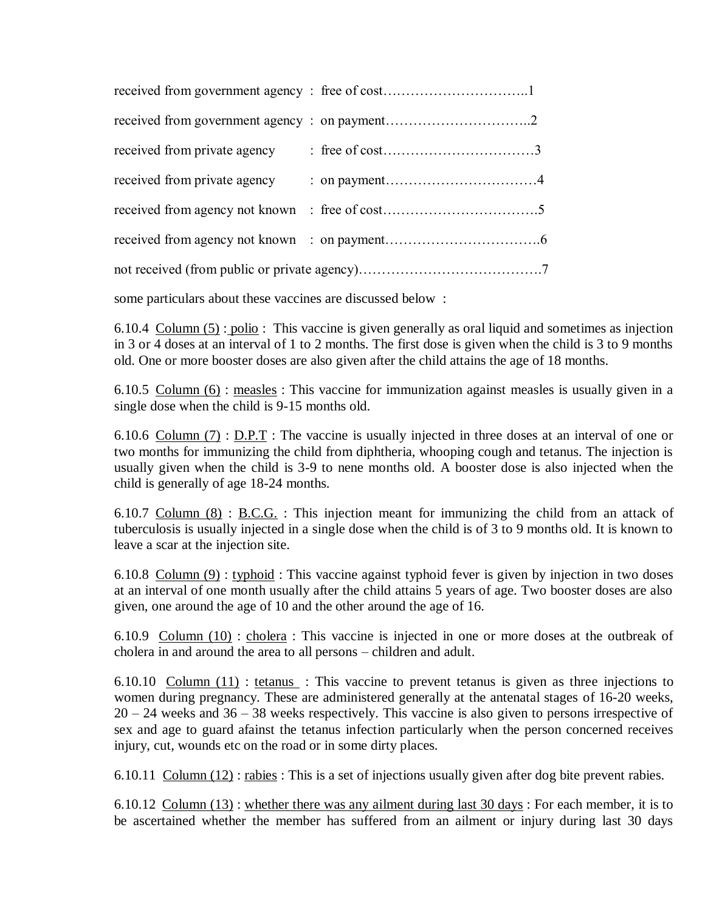received from government agency : free of cost…………………………..1

received from government agency : on payment…………………………..2

received from private agency : free of cost……………………………3

received from private agency : on payment……………………………4

received from agency not known : free of cost…………………………….5

received from agency not known : on payment…………………………….6

not received (from public or private agency)………………………………….7

some particulars about these vaccines are discussed below :

6.10.4 Column (5) : polio : This vaccine is given generally as oral liquid and sometimes as injection in 3 or 4 doses at an interval of 1 to 2 months. The first dose is given when the child is 3 to 9 months old. One or more booster doses are also given after the child attains the age of 18 months.

6.10.5 Column (6) : measles : This vaccine for immunization against measles is usually given in a single dose when the child is 9-15 months old.

6.10.6 Column (7) : D.P.T : The vaccine is usually injected in three doses at an interval of one or two months for immunizing the child from diphtheria, whooping cough and tetanus. The injection is usually given when the child is 3-9 to nene months old. A booster dose is also injected when the child is generally of age 18-24 months.

6.10.7 Column (8) : B.C.G. : This injection meant for immunizing the child from an attack of tuberculosis is usually injected in a single dose when the child is of 3 to 9 months old. It is known to leave a scar at the injection site.

6.10.8 Column (9) : typhoid : This vaccine against typhoid fever is given by injection in two doses at an interval of one month usually after the child attains 5 years of age. Two booster doses are also given, one around the age of 10 and the other around the age of 16.

6.10.9 Column (10) : cholera : This vaccine is injected in one or more doses at the outbreak of cholera in and around the area to all persons – children and adult.

6.10.10 Column (11) : tetanus : This vaccine to prevent tetanus is given as three injections to women during pregnancy. These are administered generally at the antenatal stages of 16-20 weeks, 20 – 24 weeks and 36 – 38 weeks respectively. This vaccine is also given to persons irrespective of sex and age to guard afainst the tetanus infection particularly when the person concerned receives injury, cut, wounds etc on the road or in some dirty places.

6.10.11 Column (12) : rabies : This is a set of injections usually given after dog bite prevent rabies.

6.10.12 Column (13) : whether there was any ailment during last 30 days : For each member, it is to be ascertained whether the member has suffered from an ailment or injury during last 30 days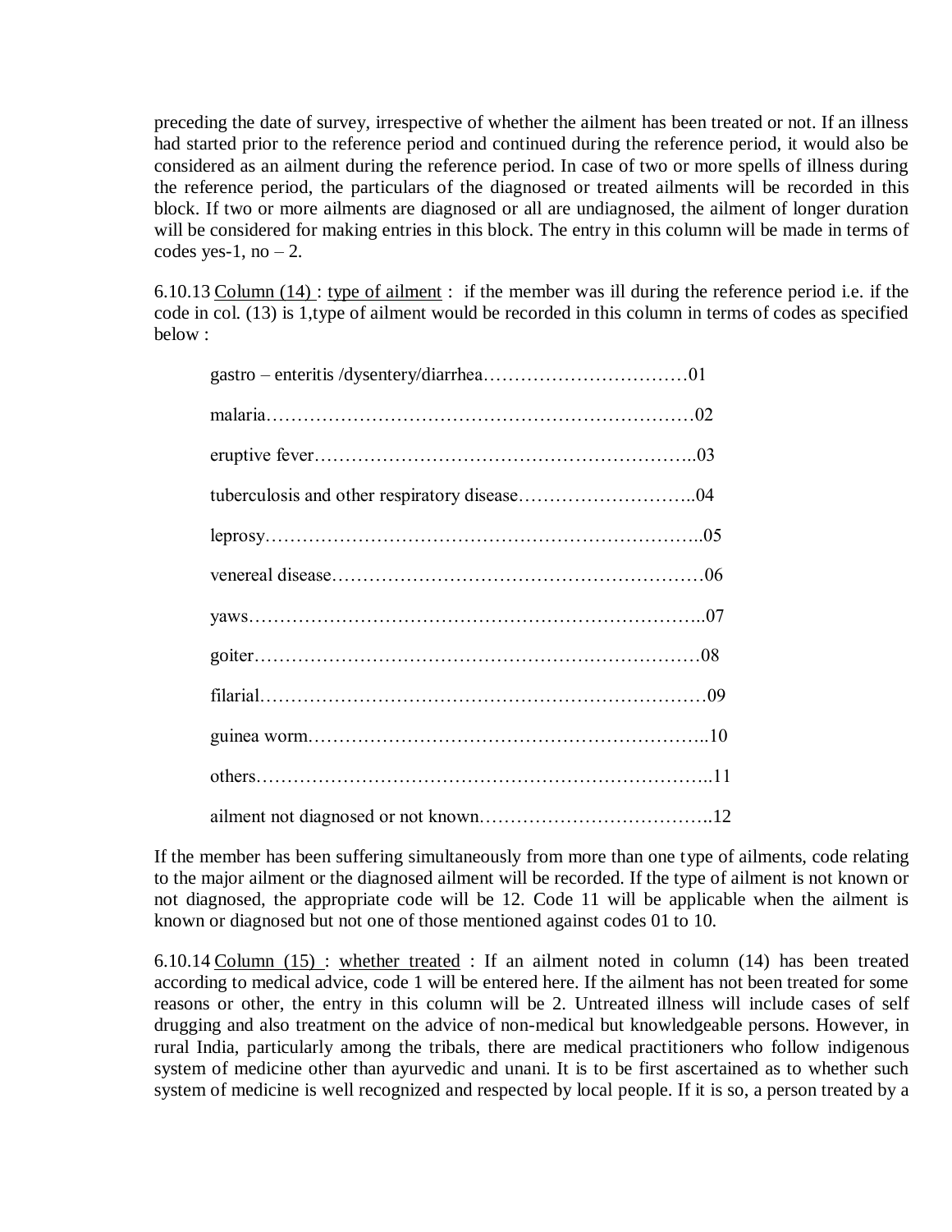preceding the date of survey, irrespective of whether the ailment has been treated or not. If an illness had started prior to the reference period and continued during the reference period, it would also be considered as an ailment during the reference period. In case of two or more spells of illness during the reference period, the particulars of the diagnosed or treated ailments will be recorded in this block. If two or more ailments are diagnosed or all are undiagnosed, the ailment of longer duration will be considered for making entries in this block. The entry in this column will be made in terms of codes yes-1, no – 2.

6.10.13 <u>Column (14)</u> : <u>type of ailment</u> : if the member was ill during the reference period i.e. if the code in col. (13) is 1,type of ailment would be recorded in this column in terms of codes as specified below :

gastro – enteritis /dysentery/diarrhea……………………………01

malaria……………………………………………………………02

eruptive fever……………………………………………………..03

tuberculosis and other respiratory disease………………………..04

leprosy……………………………………………………………..05

venereal disease……………………………………………………06

yaws………………………………………………………………..07

goiter………………………………………………………………08

filarial………………………………………………………………09

guinea worm………………………………………………………..10

others………………………………………………………………..11

ailment not diagnosed or not known………………………………..12

If the member has been suffering simultaneously from more than one type of ailments, code relating to the major ailment or the diagnosed ailment will be recorded. If the type of ailment is not known or not diagnosed, the appropriate code will be 12. Code 11 will be applicable when the ailment is known or diagnosed but not one of those mentioned against codes 01 to 10.

6.10.14 <u>Column (15)</u> : <u>whether treated</u> : If an ailment noted in column (14) has been treated according to medical advice, code 1 will be entered here. If the ailment has not been treated for some reasons or other, the entry in this column will be 2. Untreated illness will include cases of self drugging and also treatment on the advice of non-medical but knowledgeable persons. However, in rural India, particularly among the tribals, there are medical practitioners who follow indigenous system of medicine other than ayurvedic and unani. It is to be first ascertained as to whether such system of medicine is well recognized and respected by local people. If it is so, a person treated by a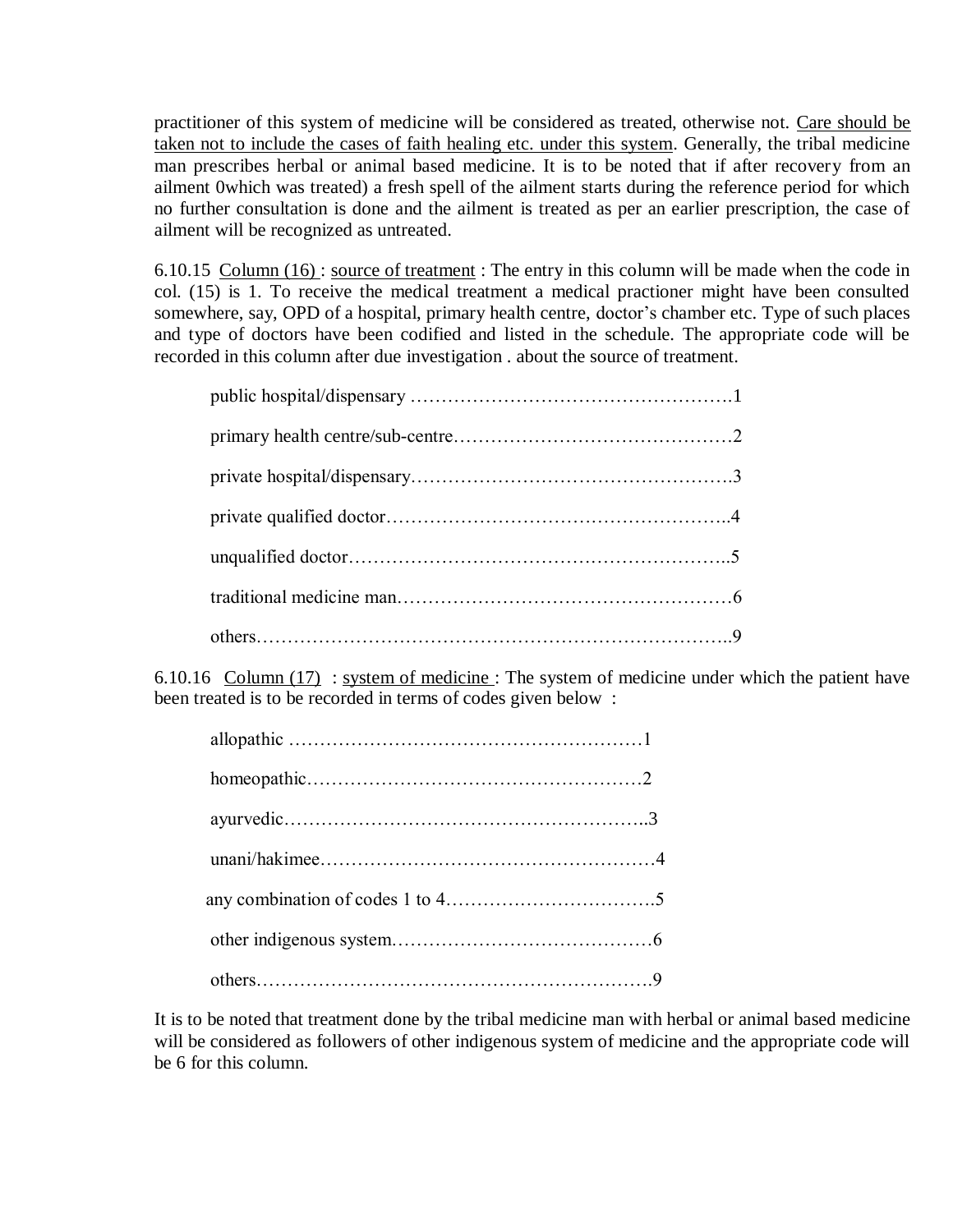practitioner of this system of medicine will be considered as treated, otherwise not. Care should be taken not to include the cases of faith healing etc. under this system. Generally, the tribal medicine man prescribes herbal or animal based medicine. It is to be noted that if after recovery from an ailment 0which was treated) a fresh spell of the ailment starts during the reference period for which no further consultation is done and the ailment is treated as per an earlier prescription, the case of ailment will be recognized as untreated.

6.10.15 Column (16) : source of treatment : The entry in this column will be made when the code in col. (15) is 1. To receive the medical treatment a medical practioner might have been consulted somewhere, say, OPD of a hospital, primary health centre, doctor's chamber etc. Type of such places and type of doctors have been codified and listed in the schedule. The appropriate code will be recorded in this column after due investigation . about the source of treatment.

public hospital/dispensary …………………………………………….1

primary health centre/sub-centre………………………………………2

private hospital/dispensary…………………………………………….3

private qualified doctor………………………………………………..4

unqualified doctor……………………………………………………..5

traditional medicine man………………………………………………6

others…………………………………………………………………..9

6.10.16 Column (17) : system of medicine : The system of medicine under which the patient have been treated is to be recorded in terms of codes given below :

allopathic …………………………………………………1

homeopathic………………………………………………2

ayurvedic…………………………………………………..3

unani/hakimee………………………………………………4

any combination of codes 1 to 4…………………………….5

other indigenous system……………………………………6

others……………………………………………………….9

It is to be noted that treatment done by the tribal medicine man with herbal or animal based medicine will be considered as followers of other indigenous system of medicine and the appropriate code will be 6 for this column.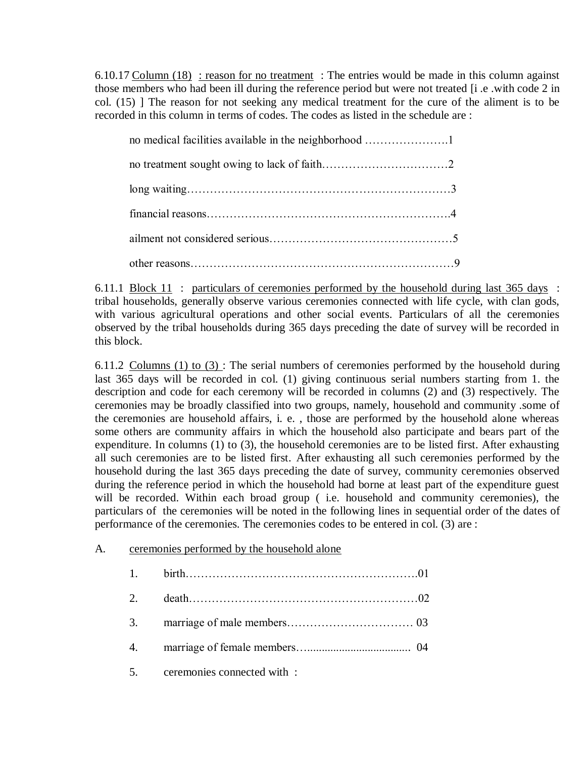6.10.17 <u>Column (18)</u> <u>: reason for no treatment</u> : The entries would be made in this column against those members who had been ill during the reference period but were not treated [i .e .with code 2 in col. (15) ] The reason for not seeking any medical treatment for the cure of the aliment is to be recorded in this column in terms of codes. The codes as listed in the schedule are :

no medical facilities available in the neighborhood ………………….1

no treatment sought owing to lack of faith……………………………2

long waiting……………………………………………………………3

financial reasons……………………………………………………….4

ailment not considered serious…………………………………………5

other reasons……………………………………………………………9

6.11.1 <u>Block 11</u> : <u>particulars of ceremonies performed by the household during last 365 days</u> : tribal households, generally observe various ceremonies connected with life cycle, with clan gods, with various agricultural operations and other social events. Particulars of all the ceremonies observed by the tribal households during 365 days preceding the date of survey will be recorded in this block.

6.11.2 <u>Columns (1) to (3)</u> : The serial numbers of ceremonies performed by the household during last 365 days will be recorded in col. (1) giving continuous serial numbers starting from 1. the description and code for each ceremony will be recorded in columns (2) and (3) respectively. The ceremonies may be broadly classified into two groups, namely, household and community .some of the ceremonies are household affairs, i. e. , those are performed by the household alone whereas some others are community affairs in which the household also participate and bears part of the expenditure. In columns (1) to (3), the household ceremonies are to be listed first. After exhausting all such ceremonies are to be listed first. After exhausting all such ceremonies performed by the household during the last 365 days preceding the date of survey, community ceremonies observed during the reference period in which the household had borne at least part of the expenditure guest will be recorded. Within each broad group ( i.e. household and community ceremonies), the particulars of the ceremonies will be noted in the following lines in sequential order of the dates of performance of the ceremonies. The ceremonies codes to be entered in col. (3) are :

A. <u>ceremonies performed by the household alone</u>

1. birth…………………………………………………….01
2. death……………………………………………………02
3. marriage of male members…………………………… 03
4. marriage of female members…..................................  04
5. ceremonies connected with :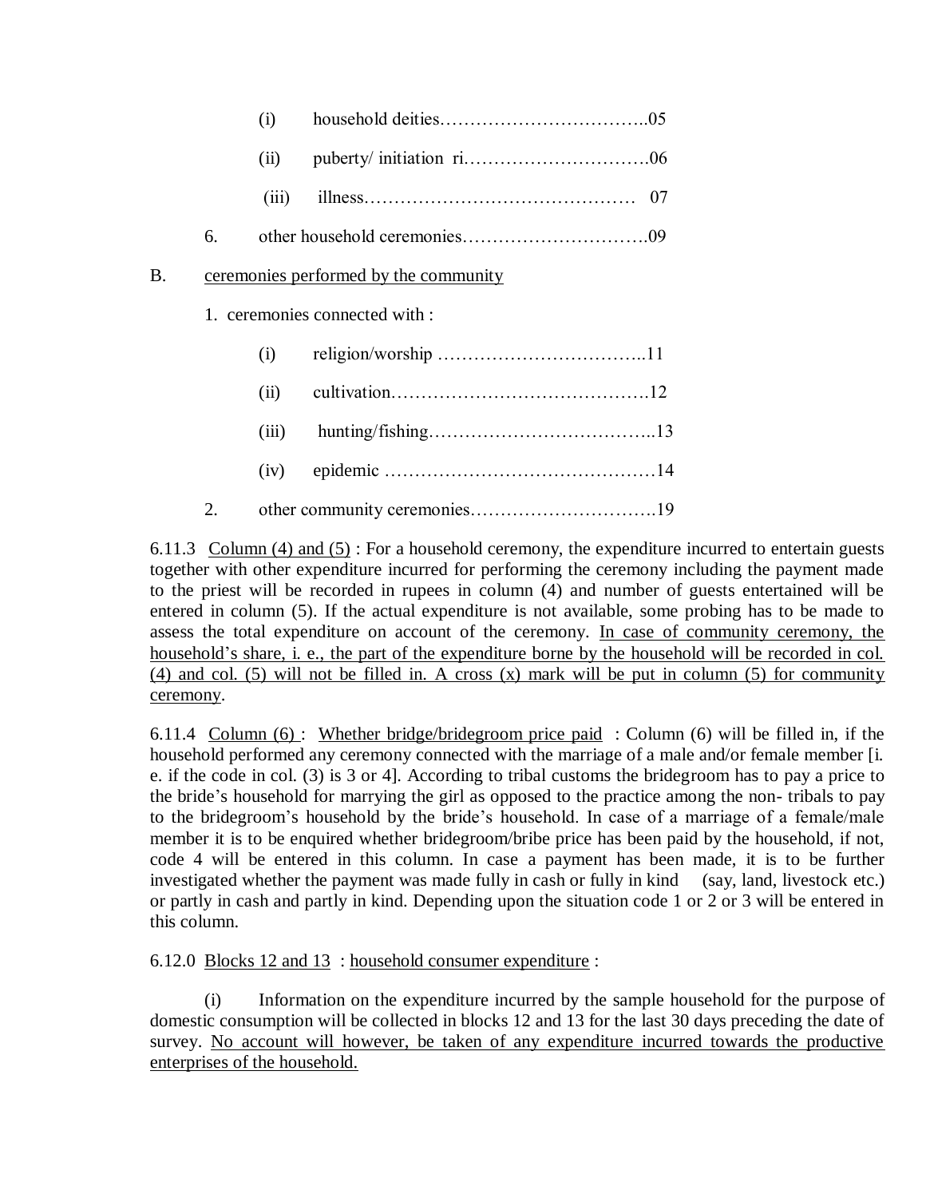(i) household deities……………………………..05

(ii) puberty/ initiation ri………………………….06

(iii) illness……………………………………… 07

6. other household ceremonies………………………….09

B. <u>ceremonies performed by the community</u>

1. ceremonies connected with :

(i) religion/worship ……………………………..11

(ii) cultivation…………………………………….12

(iii) hunting/fishing………………………………..13

(iv) epidemic ………………………………………14

2. other community ceremonies………………………….19

6.11.3 <u>Column (4) and (5)</u> : For a household ceremony, the expenditure incurred to entertain guests together with other expenditure incurred for performing the ceremony including the payment made to the priest will be recorded in rupees in column (4) and number of guests entertained will be entered in column (5). If the actual expenditure is not available, some probing has to be made to assess the total expenditure on account of the ceremony. <u>In case of community ceremony, the household's share, i. e., the part of the expenditure borne by the household will be recorded in col. (4) and col. (5) will not be filled in. A cross (x) mark will be put in column (5) for community ceremony</u>.

6.11.4 <u>Column (6)</u> : <u>Whether bridge/bridegroom price paid</u> : Column (6) will be filled in, if the household performed any ceremony connected with the marriage of a male and/or female member [i. e. if the code in col. (3) is 3 or 4]. According to tribal customs the bridegroom has to pay a price to the bride's household for marrying the girl as opposed to the practice among the non- tribals to pay to the bridegroom's household by the bride's household. In case of a marriage of a female/male member it is to be enquired whether bridegroom/bribe price has been paid by the household, if not, code 4 will be entered in this column. In case a payment has been made, it is to be further investigated whether the payment was made fully in cash or fully in kind (say, land, livestock etc.) or partly in cash and partly in kind. Depending upon the situation code 1 or 2 or 3 will be entered in this column.

6.12.0 <u>Blocks 12 and 13</u> : <u>household consumer expenditure</u> :

(i) Information on the expenditure incurred by the sample household for the purpose of domestic consumption will be collected in blocks 12 and 13 for the last 30 days preceding the date of survey. <u>No account will however, be taken of any expenditure incurred towards the productive enterprises of the household.</u>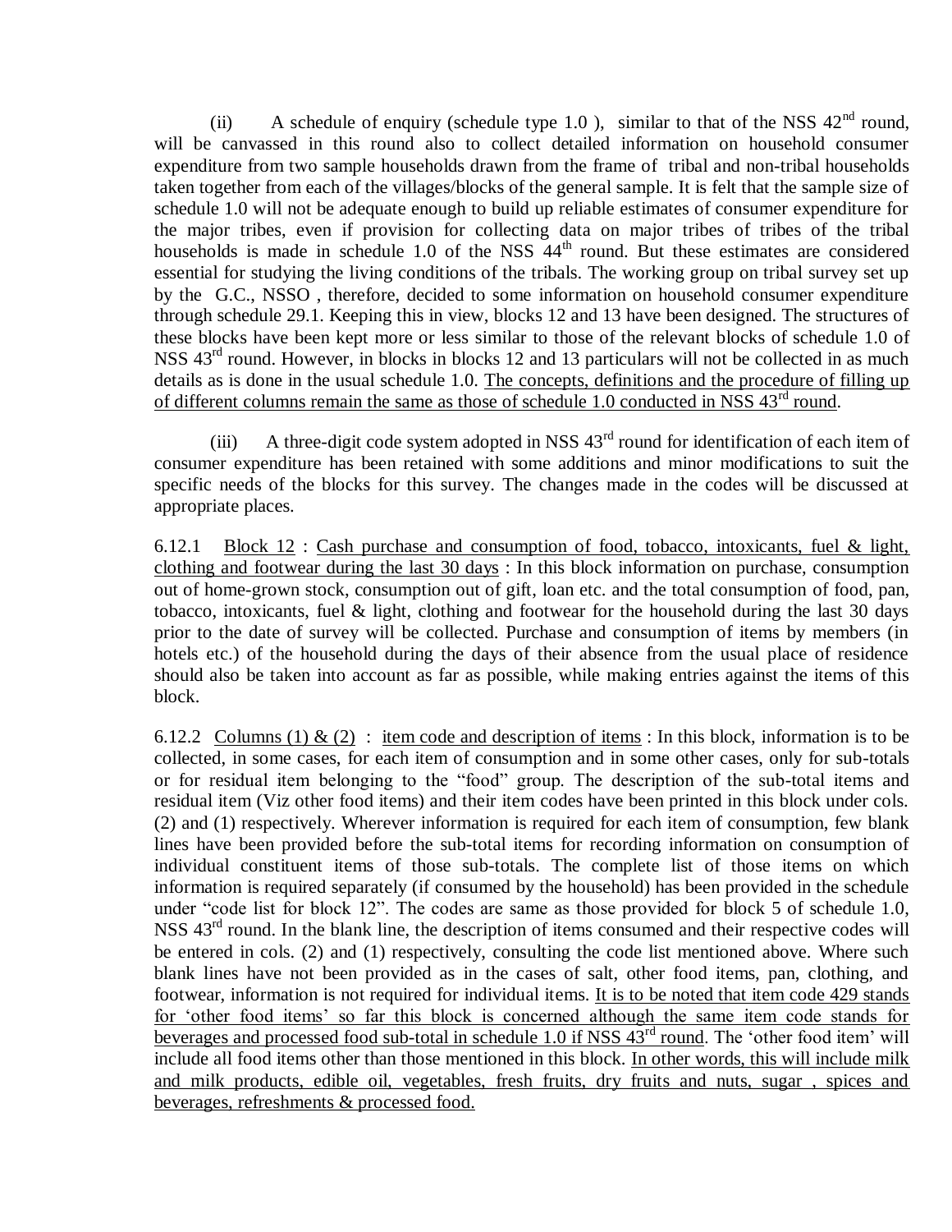(ii) A schedule of enquiry (schedule type 1.0 ), similar to that of the NSS 42nd round, will be canvassed in this round also to collect detailed information on household consumer expenditure from two sample households drawn from the frame of tribal and non-tribal households taken together from each of the villages/blocks of the general sample. It is felt that the sample size of schedule 1.0 will not be adequate enough to build up reliable estimates of consumer expenditure for the major tribes, even if provision for collecting data on major tribes of tribes of the tribal households is made in schedule 1.0 of the NSS 44th round. But these estimates are considered essential for studying the living conditions of the tribals. The working group on tribal survey set up by the G.C., NSSO , therefore, decided to some information on household consumer expenditure through schedule 29.1. Keeping this in view, blocks 12 and 13 have been designed. The structures of these blocks have been kept more or less similar to those of the relevant blocks of schedule 1.0 of NSS 43rd round. However, in blocks in blocks 12 and 13 particulars will not be collected in as much details as is done in the usual schedule 1.0. <u>The concepts, definitions and the procedure of filling up of different columns remain the same as those of schedule 1.0 conducted in NSS 43rd round</u>.

(iii) A three-digit code system adopted in NSS 43rd round for identification of each item of consumer expenditure has been retained with some additions and minor modifications to suit the specific needs of the blocks for this survey. The changes made in the codes will be discussed at appropriate places.

6.12.1 <u>Block 12</u> : <u>Cash purchase and consumption of food, tobacco, intoxicants, fuel & light, clothing and footwear during the last 30 days</u> : In this block information on purchase, consumption out of home-grown stock, consumption out of gift, loan etc. and the total consumption of food, pan, tobacco, intoxicants, fuel & light, clothing and footwear for the household during the last 30 days prior to the date of survey will be collected. Purchase and consumption of items by members (in hotels etc.) of the household during the days of their absence from the usual place of residence should also be taken into account as far as possible, while making entries against the items of this block.

6.12.2 <u>Columns (1) & (2)</u> : <u>item code and description of items</u> : In this block, information is to be collected, in some cases, for each item of consumption and in some other cases, only for sub-totals or for residual item belonging to the "food" group. The description of the sub-total items and residual item (Viz other food items) and their item codes have been printed in this block under cols. (2) and (1) respectively. Wherever information is required for each item of consumption, few blank lines have been provided before the sub-total items for recording information on consumption of individual constituent items of those sub-totals. The complete list of those items on which information is required separately (if consumed by the household) has been provided in the schedule under "code list for block 12". The codes are same as those provided for block 5 of schedule 1.0, NSS 43rd round. In the blank line, the description of items consumed and their respective codes will be entered in cols. (2) and (1) respectively, consulting the code list mentioned above. Where such blank lines have not been provided as in the cases of salt, other food items, pan, clothing, and footwear, information is not required for individual items. <u>It is to be noted that item code 429 stands for 'other food items' so far this block is concerned although the same item code stands for beverages and processed food sub-total in schedule 1.0 if NSS 43rd round</u>. The 'other food item' will include all food items other than those mentioned in this block. <u>In other words, this will include milk and milk products, edible oil, vegetables, fresh fruits, dry fruits and nuts, sugar , spices and beverages, refreshments & processed food.</u>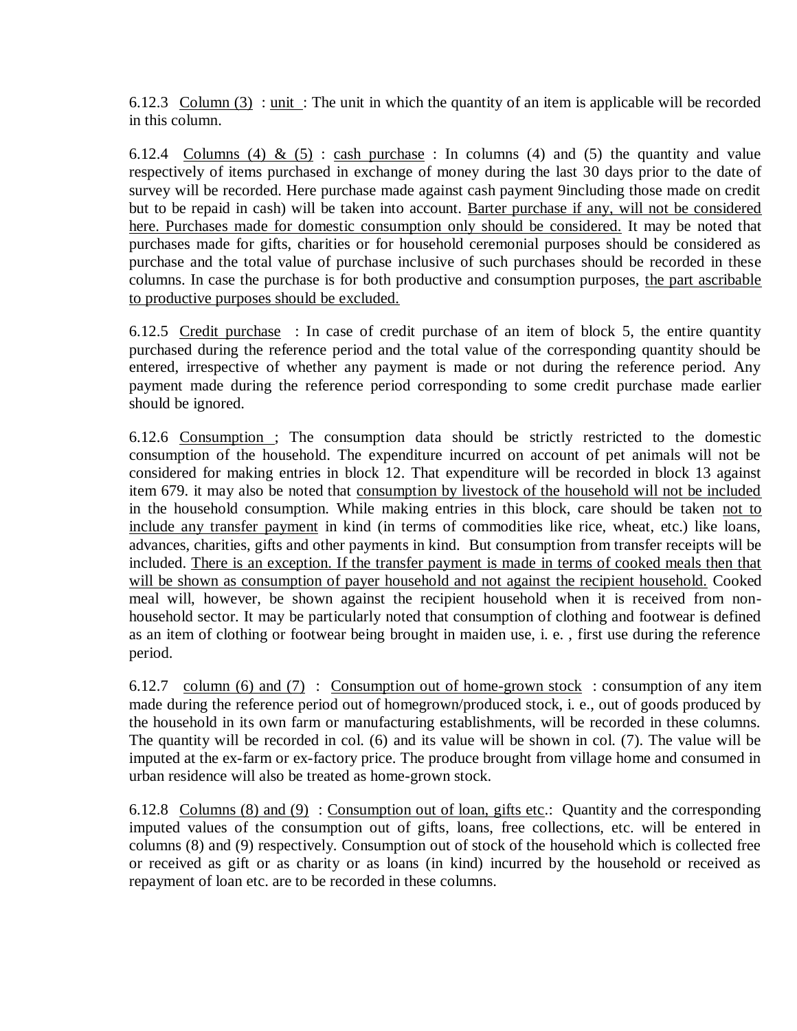6.12.3 Column (3) : unit : The unit in which the quantity of an item is applicable will be recorded in this column.

6.12.4 Columns (4) & (5) : cash purchase : In columns (4) and (5) the quantity and value respectively of items purchased in exchange of money during the last 30 days prior to the date of survey will be recorded. Here purchase made against cash payment 9including those made on credit but to be repaid in cash) will be taken into account. Barter purchase if any, will not be considered here. Purchases made for domestic consumption only should be considered. It may be noted that purchases made for gifts, charities or for household ceremonial purposes should be considered as purchase and the total value of purchase inclusive of such purchases should be recorded in these columns. In case the purchase is for both productive and consumption purposes, the part ascribable to productive purposes should be excluded.

6.12.5 Credit purchase : In case of credit purchase of an item of block 5, the entire quantity purchased during the reference period and the total value of the corresponding quantity should be entered, irrespective of whether any payment is made or not during the reference period. Any payment made during the reference period corresponding to some credit purchase made earlier should be ignored.

6.12.6 Consumption ; The consumption data should be strictly restricted to the domestic consumption of the household. The expenditure incurred on account of pet animals will not be considered for making entries in block 12. That expenditure will be recorded in block 13 against item 679. it may also be noted that consumption by livestock of the household will not be included in the household consumption. While making entries in this block, care should be taken not to include any transfer payment in kind (in terms of commodities like rice, wheat, etc.) like loans, advances, charities, gifts and other payments in kind. But consumption from transfer receipts will be included. There is an exception. If the transfer payment is made in terms of cooked meals then that will be shown as consumption of payer household and not against the recipient household. Cooked meal will, however, be shown against the recipient household when it is received from non-household sector. It may be particularly noted that consumption of clothing and footwear is defined as an item of clothing or footwear being brought in maiden use, i. e. , first use during the reference period.

6.12.7 column (6) and (7) : Consumption out of home-grown stock : consumption of any item made during the reference period out of homegrown/produced stock, i. e., out of goods produced by the household in its own farm or manufacturing establishments, will be recorded in these columns. The quantity will be recorded in col. (6) and its value will be shown in col. (7). The value will be imputed at the ex-farm or ex-factory price. The produce brought from village home and consumed in urban residence will also be treated as home-grown stock.

6.12.8 Columns (8) and (9) : Consumption out of loan, gifts etc.: Quantity and the corresponding imputed values of the consumption out of gifts, loans, free collections, etc. will be entered in columns (8) and (9) respectively. Consumption out of stock of the household which is collected free or received as gift or as charity or as loans (in kind) incurred by the household or received as repayment of loan etc. are to be recorded in these columns.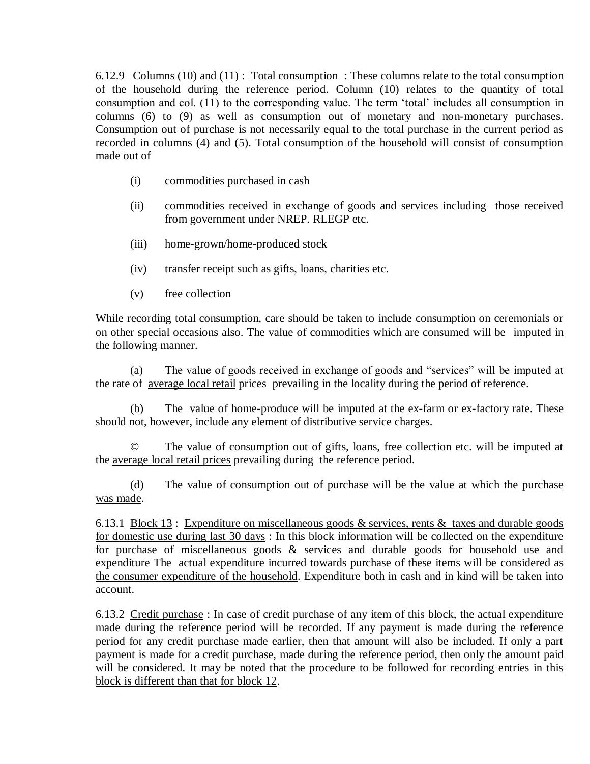6.12.9 Columns (10) and (11) : Total consumption : These columns relate to the total consumption of the household during the reference period. Column (10) relates to the quantity of total consumption and col. (11) to the corresponding value. The term 'total' includes all consumption in columns (6) to (9) as well as consumption out of monetary and non-monetary purchases. Consumption out of purchase is not necessarily equal to the total purchase in the current period as recorded in columns (4) and (5). Total consumption of the household will consist of consumption made out of

(i) commodities purchased in cash

(ii) commodities received in exchange of goods and services including those received from government under NREP. RLEGP etc.

(iii) home-grown/home-produced stock

(iv) transfer receipt such as gifts, loans, charities etc.

(v) free collection

While recording total consumption, care should be taken to include consumption on ceremonials or on other special occasions also. The value of commodities which are consumed will be imputed in the following manner.

(a) The value of goods received in exchange of goods and "services" will be imputed at the rate of average local retail prices prevailing in the locality during the period of reference.

(b) The value of home-produce will be imputed at the ex-farm or ex-factory rate. These should not, however, include any element of distributive service charges.

© The value of consumption out of gifts, loans, free collection etc. will be imputed at the average local retail prices prevailing during the reference period.

(d) The value of consumption out of purchase will be the value at which the purchase was made.

6.13.1 Block 13 : Expenditure on miscellaneous goods & services, rents & taxes and durable goods for domestic use during last 30 days : In this block information will be collected on the expenditure for purchase of miscellaneous goods & services and durable goods for household use and expenditure The actual expenditure incurred towards purchase of these items will be considered as the consumer expenditure of the household. Expenditure both in cash and in kind will be taken into account.

6.13.2 Credit purchase : In case of credit purchase of any item of this block, the actual expenditure made during the reference period will be recorded. If any payment is made during the reference period for any credit purchase made earlier, then that amount will also be included. If only a part payment is made for a credit purchase, made during the reference period, then only the amount paid will be considered. It may be noted that the procedure to be followed for recording entries in this block is different than that for block 12.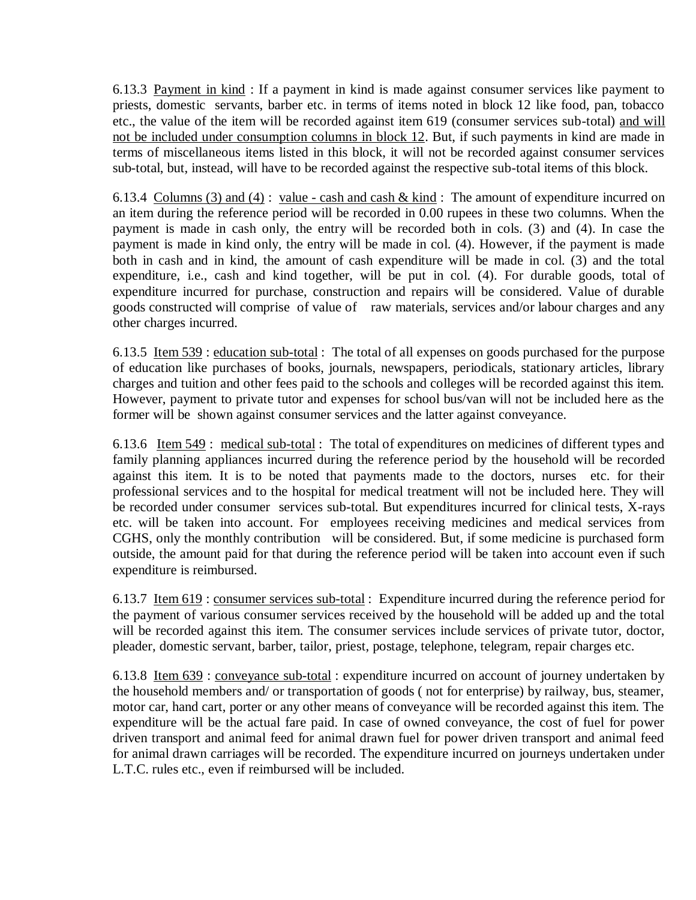6.13.3 Payment in kind : If a payment in kind is made against consumer services like payment to priests, domestic servants, barber etc. in terms of items noted in block 12 like food, pan, tobacco etc., the value of the item will be recorded against item 619 (consumer services sub-total) and will not be included under consumption columns in block 12. But, if such payments in kind are made in terms of miscellaneous items listed in this block, it will not be recorded against consumer services sub-total, but, instead, will have to be recorded against the respective sub-total items of this block.

6.13.4 Columns (3) and (4) : value - cash and cash & kind : The amount of expenditure incurred on an item during the reference period will be recorded in 0.00 rupees in these two columns. When the payment is made in cash only, the entry will be recorded both in cols. (3) and (4). In case the payment is made in kind only, the entry will be made in col. (4). However, if the payment is made both in cash and in kind, the amount of cash expenditure will be made in col. (3) and the total expenditure, i.e., cash and kind together, will be put in col. (4). For durable goods, total of expenditure incurred for purchase, construction and repairs will be considered. Value of durable goods constructed will comprise of value of raw materials, services and/or labour charges and any other charges incurred.

6.13.5 Item 539 : education sub-total : The total of all expenses on goods purchased for the purpose of education like purchases of books, journals, newspapers, periodicals, stationary articles, library charges and tuition and other fees paid to the schools and colleges will be recorded against this item. However, payment to private tutor and expenses for school bus/van will not be included here as the former will be shown against consumer services and the latter against conveyance.

6.13.6 Item 549 : medical sub-total : The total of expenditures on medicines of different types and family planning appliances incurred during the reference period by the household will be recorded against this item. It is to be noted that payments made to the doctors, nurses etc. for their professional services and to the hospital for medical treatment will not be included here. They will be recorded under consumer services sub-total. But expenditures incurred for clinical tests, X-rays etc. will be taken into account. For employees receiving medicines and medical services from CGHS, only the monthly contribution will be considered. But, if some medicine is purchased form outside, the amount paid for that during the reference period will be taken into account even if such expenditure is reimbursed.

6.13.7 Item 619 : consumer services sub-total : Expenditure incurred during the reference period for the payment of various consumer services received by the household will be added up and the total will be recorded against this item. The consumer services include services of private tutor, doctor, pleader, domestic servant, barber, tailor, priest, postage, telephone, telegram, repair charges etc.

6.13.8 Item 639 : conveyance sub-total : expenditure incurred on account of journey undertaken by the household members and/ or transportation of goods ( not for enterprise) by railway, bus, steamer, motor car, hand cart, porter or any other means of conveyance will be recorded against this item. The expenditure will be the actual fare paid. In case of owned conveyance, the cost of fuel for power driven transport and animal feed for animal drawn fuel for power driven transport and animal feed for animal drawn carriages will be recorded. The expenditure incurred on journeys undertaken under L.T.C. rules etc., even if reimbursed will be included.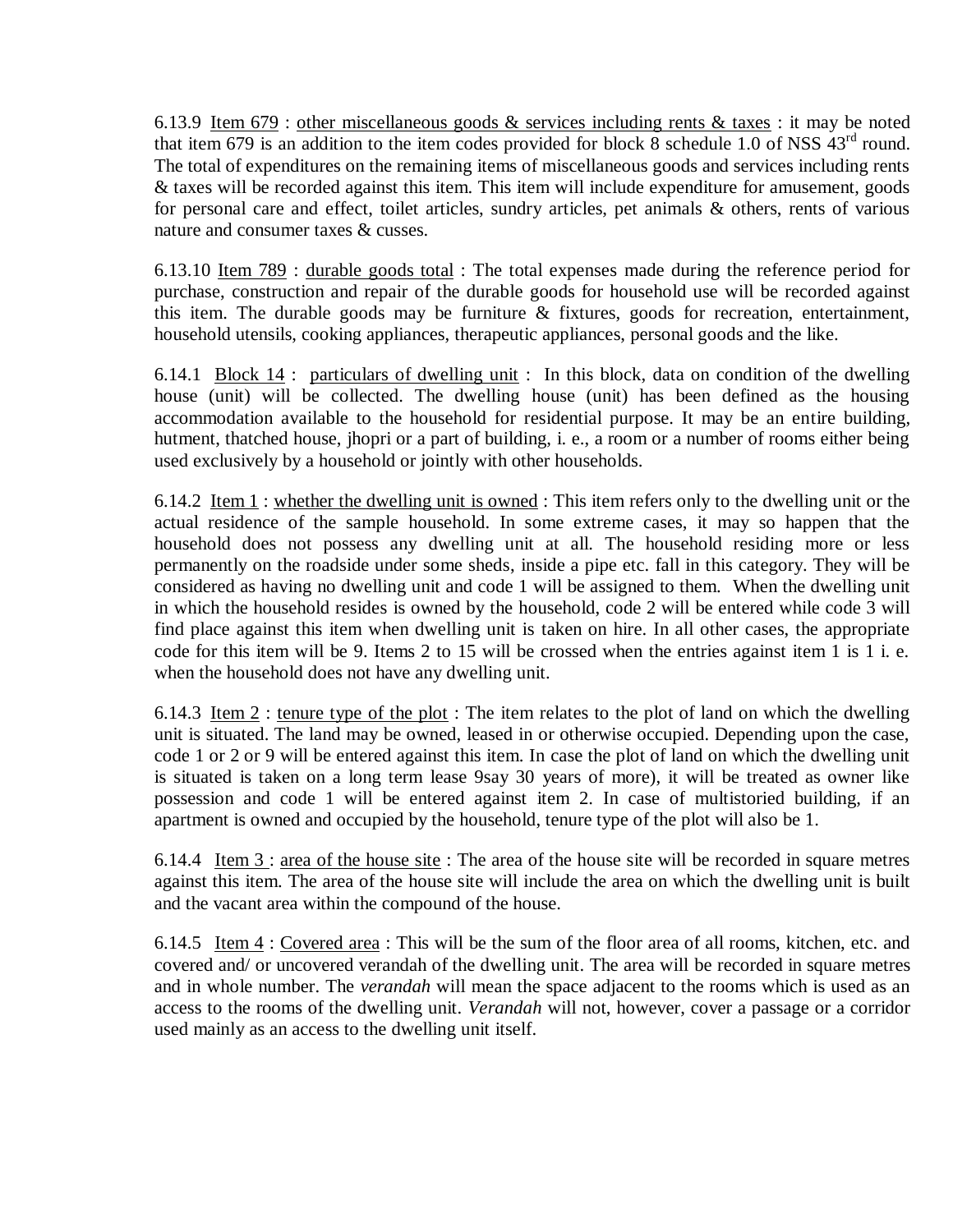6.13.9 <u>Item 679</u> : <u>other miscellaneous goods & services including rents & taxes</u> : it may be noted that item 679 is an addition to the item codes provided for block 8 schedule 1.0 of NSS 43rd round. The total of expenditures on the remaining items of miscellaneous goods and services including rents & taxes will be recorded against this item. This item will include expenditure for amusement, goods for personal care and effect, toilet articles, sundry articles, pet animals & others, rents of various nature and consumer taxes & cusses.

6.13.10 <u>Item 789</u> : <u>durable goods total</u> : The total expenses made during the reference period for purchase, construction and repair of the durable goods for household use will be recorded against this item. The durable goods may be furniture & fixtures, goods for recreation, entertainment, household utensils, cooking appliances, therapeutic appliances, personal goods and the like.

6.14.1 <u>Block 14</u> : <u>particulars of dwelling unit</u> : In this block, data on condition of the dwelling house (unit) will be collected. The dwelling house (unit) has been defined as the housing accommodation available to the household for residential purpose. It may be an entire building, hutment, thatched house, jhopri or a part of building, i. e., a room or a number of rooms either being used exclusively by a household or jointly with other households.

6.14.2 <u>Item 1</u> : <u>whether the dwelling unit is owned</u> : This item refers only to the dwelling unit or the actual residence of the sample household. In some extreme cases, it may so happen that the household does not possess any dwelling unit at all. The household residing more or less permanently on the roadside under some sheds, inside a pipe etc. fall in this category. They will be considered as having no dwelling unit and code 1 will be assigned to them. When the dwelling unit in which the household resides is owned by the household, code 2 will be entered while code 3 will find place against this item when dwelling unit is taken on hire. In all other cases, the appropriate code for this item will be 9. Items 2 to 15 will be crossed when the entries against item 1 is 1 i. e. when the household does not have any dwelling unit.

6.14.3 <u>Item 2</u> : <u>tenure type of the plot</u> : The item relates to the plot of land on which the dwelling unit is situated. The land may be owned, leased in or otherwise occupied. Depending upon the case, code 1 or 2 or 9 will be entered against this item. In case the plot of land on which the dwelling unit is situated is taken on a long term lease 9say 30 years of more), it will be treated as owner like possession and code 1 will be entered against item 2. In case of multistoried building, if an apartment is owned and occupied by the household, tenure type of the plot will also be 1.

6.14.4 <u>Item 3</u> : <u>area of the house site</u> : The area of the house site will be recorded in square metres against this item. The area of the house site will include the area on which the dwelling unit is built and the vacant area within the compound of the house.

6.14.5 <u>Item 4</u> : <u>Covered area</u> : This will be the sum of the floor area of all rooms, kitchen, etc. and covered and/ or uncovered verandah of the dwelling unit. The area will be recorded in square metres and in whole number. The *verandah* will mean the space adjacent to the rooms which is used as an access to the rooms of the dwelling unit. *Verandah* will not, however, cover a passage or a corridor used mainly as an access to the dwelling unit itself.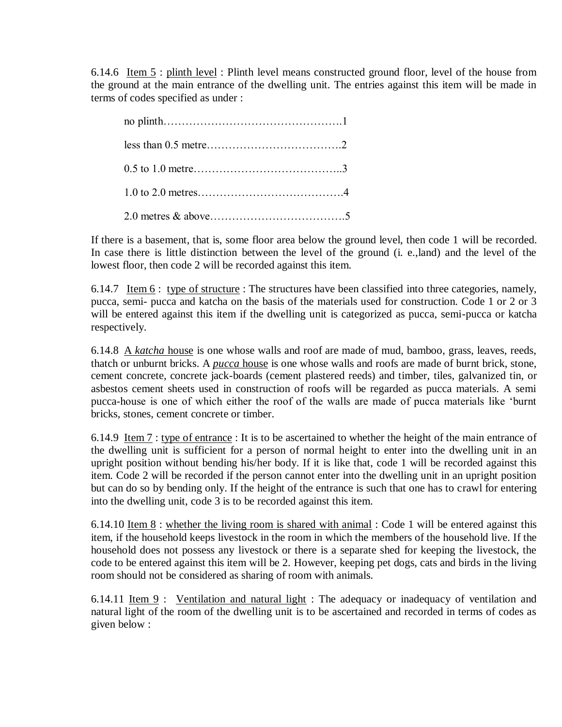6.14.6 Item 5 : plinth level : Plinth level means constructed ground floor, level of the house from the ground at the main entrance of the dwelling unit. The entries against this item will be made in terms of codes specified as under :

no plinth………………………………………….1

less than 0.5 metre……………………………….2

0.5 to 1.0 metre…………………………………..3

1.0 to 2.0 metres………………………………….4

2.0 metres & above……………………………….5

If there is a basement, that is, some floor area below the ground level, then code 1 will be recorded. In case there is little distinction between the level of the ground (i. e.,land) and the level of the lowest floor, then code 2 will be recorded against this item.

6.14.7 Item 6 : type of structure : The structures have been classified into three categories, namely, pucca, semi- pucca and katcha on the basis of the materials used for construction. Code 1 or 2 or 3 will be entered against this item if the dwelling unit is categorized as pucca, semi-pucca or katcha respectively.

6.14.8 A *katcha* house is one whose walls and roof are made of mud, bamboo, grass, leaves, reeds, thatch or unburnt bricks. A *pucca* house is one whose walls and roofs are made of burnt brick, stone, cement concrete, concrete jack-boards (cement plastered reeds) and timber, tiles, galvanized tin, or asbestos cement sheets used in construction of roofs will be regarded as pucca materials. A semi pucca-house is one of which either the roof of the walls are made of pucca materials like 'burnt bricks, stones, cement concrete or timber.

6.14.9 Item 7 : type of entrance : It is to be ascertained to whether the height of the main entrance of the dwelling unit is sufficient for a person of normal height to enter into the dwelling unit in an upright position without bending his/her body. If it is like that, code 1 will be recorded against this item. Code 2 will be recorded if the person cannot enter into the dwelling unit in an upright position but can do so by bending only. If the height of the entrance is such that one has to crawl for entering into the dwelling unit, code 3 is to be recorded against this item.

6.14.10 Item 8 : whether the living room is shared with animal : Code 1 will be entered against this item, if the household keeps livestock in the room in which the members of the household live. If the household does not possess any livestock or there is a separate shed for keeping the livestock, the code to be entered against this item will be 2. However, keeping pet dogs, cats and birds in the living room should not be considered as sharing of room with animals.

6.14.11 Item 9 : Ventilation and natural light : The adequacy or inadequacy of ventilation and natural light of the room of the dwelling unit is to be ascertained and recorded in terms of codes as given below :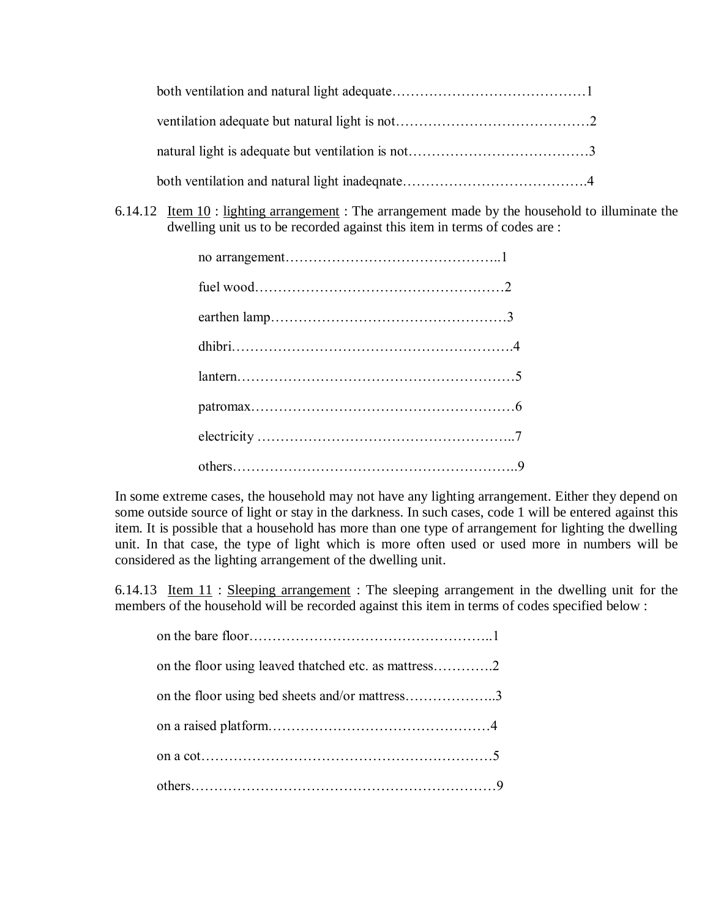both ventilation and natural light adequate……………………………………1

ventilation adequate but natural light is not……………………………………2

natural light is adequate but ventilation is not…………………………………3

both ventilation and natural light inadeqnate………………………………….4

6.14.12 Item 10 : lighting arrangement : The arrangement made by the household to illuminate the dwelling unit us to be recorded against this item in terms of codes are :

no arrangement………………………………………..1

fuel wood……………………………………………2

earthen lamp…………………………………………3

dhibri………………………………………………….4

lantern…………………………………………………5

patromax………………………………………………6

electricity ……………………………………………..7

others…………………………………………………..9

In some extreme cases, the household may not have any lighting arrangement. Either they depend on some outside source of light or stay in the darkness. In such cases, code 1 will be entered against this item. It is possible that a household has more than one type of arrangement for lighting the dwelling unit. In that case, the type of light which is more often used or used more in numbers will be considered as the lighting arrangement of the dwelling unit.

6.14.13 Item 11 : Sleeping arrangement : The sleeping arrangement in the dwelling unit for the members of the household will be recorded against this item in terms of codes specified below :

on the bare floor……………………………………………..1

on the floor using leaved thatched etc. as mattress………….2

on the floor using bed sheets and/or mattress………………..3

on a raised platform…………………………………………4

on a cot………………………………………………………5

others…………………………………………………………9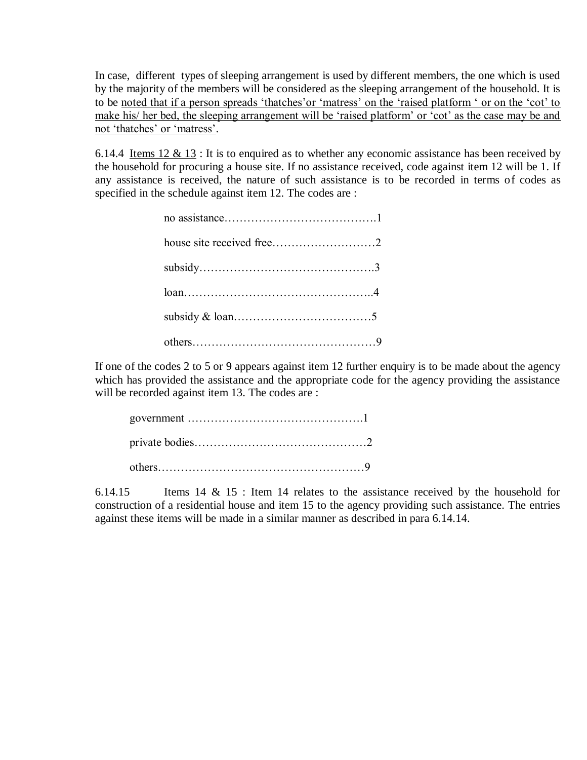In case, different types of sleeping arrangement is used by different members, the one which is used by the majority of the members will be considered as the sleeping arrangement of the household. It is to be noted that if a person spreads 'thatches'or 'matress' on the 'raised platform ' or on the 'cot' to make his/ her bed, the sleeping arrangement will be 'raised platform' or 'cot' as the case may be and not 'thatches' or 'matress'.

6.14.4 Items 12 & 13 : It is to enquired as to whether any economic assistance has been received by the household for procuring a house site. If no assistance received, code against item 12 will be 1. If any assistance is received, the nature of such assistance is to be recorded in terms of codes as specified in the schedule against item 12. The codes are :

no assistance…………………………………..1

house site received free………………………2

subsidy……………………………………….3

loan…………………………………………..4

subsidy & loan………………………………5

others…………………………………………9

If one of the codes 2 to 5 or 9 appears against item 12 further enquiry is to be made about the agency which has provided the assistance and the appropriate code for the agency providing the assistance will be recorded against item 13. The codes are :

government ……………………………………….1

private bodies………………………………………2

others……………………………………………9

6.14.15 Items 14 & 15 : Item 14 relates to the assistance received by the household for construction of a residential house and item 15 to the agency providing such assistance. The entries against these items will be made in a similar manner as described in para 6.14.14.